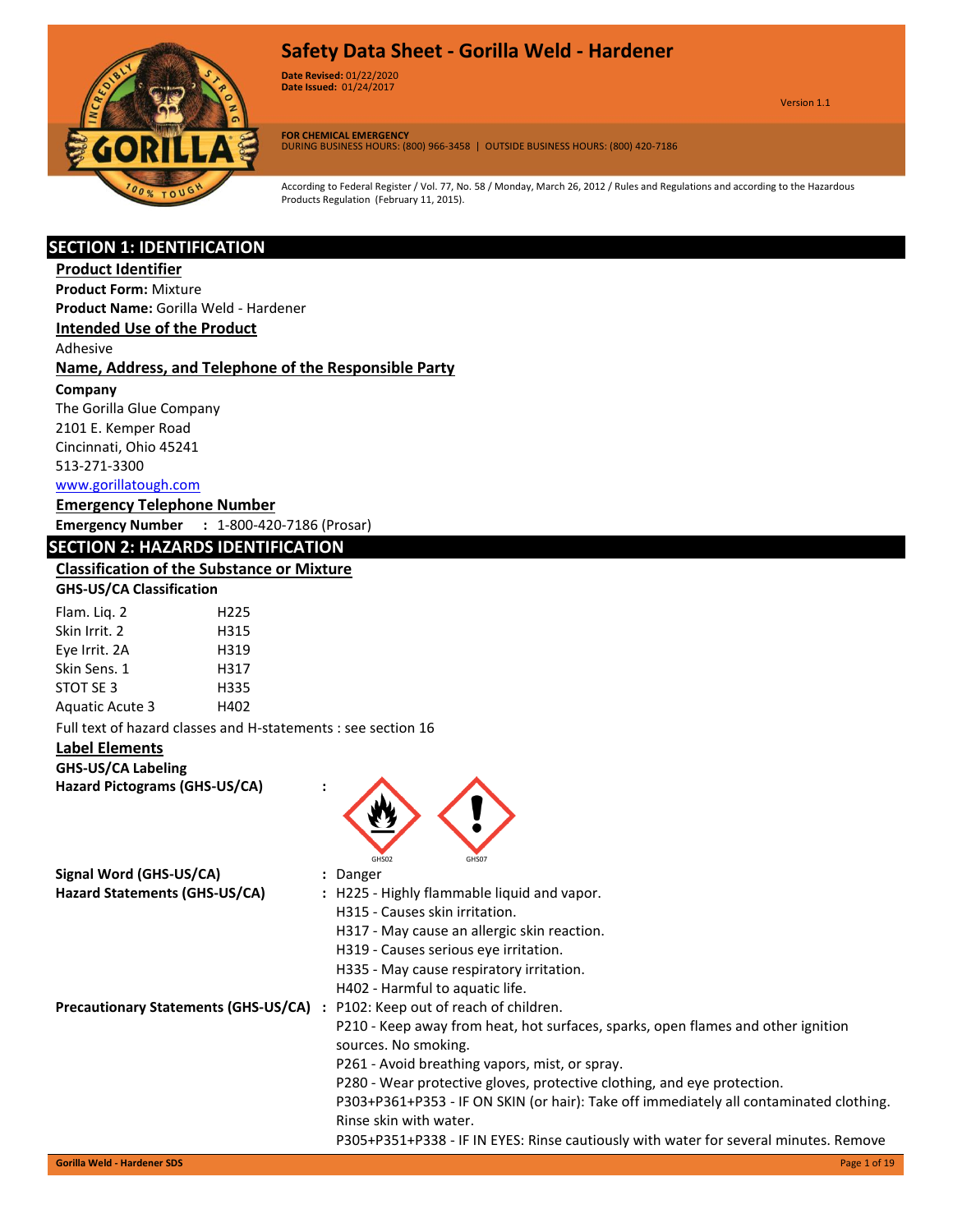# Safety Data Sheet - Gorilla Weld - Hardener

**Date Revised:** 01/22/2020
**Date Issued:** 01/24/2017

Version 1.1

**FOR CHEMICAL EMERGENCY**
DURING BUSINESS HOURS: (800) 966-3458 | OUTSIDE BUSINESS HOURS: (800) 420-7186

According to Federal Register / Vol. 77, No. 58 / Monday, March 26, 2012 / Rules and Regulations and according to the Hazardous Products Regulation (February 11, 2015).

## SECTION 1: IDENTIFICATION

### Product Identifier

**Product Form:** Mixture

**Product Name:** Gorilla Weld - Hardener

### Intended Use of the Product

Adhesive

### Name, Address, and Telephone of the Responsible Party

**Company**

The Gorilla Glue Company
2101 E. Kemper Road
Cincinnati, Ohio 45241
513-271-3300
www.gorillatough.com

### Emergency Telephone Number

**Emergency Number** : 1-800-420-7186 (Prosar)

## SECTION 2: HAZARDS IDENTIFICATION

### Classification of the Substance or Mixture

**GHS-US/CA Classification**

| | |
|---|---|
| Flam. Liq. 2 | H225 |
| Skin Irrit. 2 | H315 |
| Eye Irrit. 2A | H319 |
| Skin Sens. 1 | H317 |
| STOT SE 3 | H335 |
| Aquatic Acute 3 | H402 |

Full text of hazard classes and H-statements : see section 16

### Label Elements

**GHS-US/CA Labeling**

**Hazard Pictograms (GHS-US/CA)** :

GHS02 GHS07

**Signal Word (GHS-US/CA)** : Danger

**Hazard Statements (GHS-US/CA)** : H225 - Highly flammable liquid and vapor.
H315 - Causes skin irritation.
H317 - May cause an allergic skin reaction.
H319 - Causes serious eye irritation.
H335 - May cause respiratory irritation.
H402 - Harmful to aquatic life.

**Precautionary Statements (GHS-US/CA)** : P102: Keep out of reach of children.
P210 - Keep away from heat, hot surfaces, sparks, open flames and other ignition sources. No smoking.
P261 - Avoid breathing vapors, mist, or spray.
P280 - Wear protective gloves, protective clothing, and eye protection.
P303+P361+P353 - IF ON SKIN (or hair): Take off immediately all contaminated clothing. Rinse skin with water.
P305+P351+P338 - IF IN EYES: Rinse cautiously with water for several minutes. Remove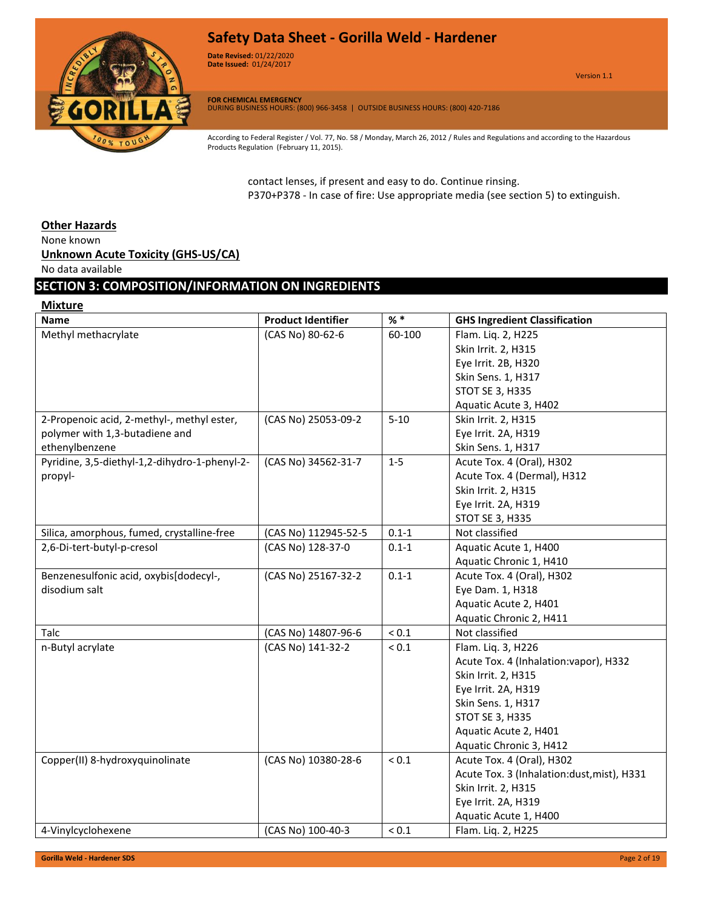contact lenses, if present and easy to do. Continue rinsing.
P370+P378 - In case of fire: Use appropriate media (see section 5) to extinguish.

**Other Hazards**

None known

**Unknown Acute Toxicity (GHS-US/CA)**

No data available

## SECTION 3: COMPOSITION/INFORMATION ON INGREDIENTS

**Mixture**

| Name | Product Identifier | % * | GHS Ingredient Classification |
|---|---|---|---|
| Methyl methacrylate | (CAS No) 80-62-6 | 60-100 | Flam. Liq. 2, H225<br>Skin Irrit. 2, H315<br>Eye Irrit. 2B, H320<br>Skin Sens. 1, H317<br>STOT SE 3, H335<br>Aquatic Acute 3, H402 |
| 2-Propenoic acid, 2-methyl-, methyl ester, polymer with 1,3-butadiene and ethenylbenzene | (CAS No) 25053-09-2 | 5-10 | Skin Irrit. 2, H315<br>Eye Irrit. 2A, H319<br>Skin Sens. 1, H317 |
| Pyridine, 3,5-diethyl-1,2-dihydro-1-phenyl-2-propyl- | (CAS No) 34562-31-7 | 1-5 | Acute Tox. 4 (Oral), H302<br>Acute Tox. 4 (Dermal), H312<br>Skin Irrit. 2, H315<br>Eye Irrit. 2A, H319<br>STOT SE 3, H335 |
| Silica, amorphous, fumed, crystalline-free | (CAS No) 112945-52-5 | 0.1-1 | Not classified |
| 2,6-Di-tert-butyl-p-cresol | (CAS No) 128-37-0 | 0.1-1 | Aquatic Acute 1, H400<br>Aquatic Chronic 1, H410 |
| Benzenesulfonic acid, oxybis[dodecyl-, disodium salt | (CAS No) 25167-32-2 | 0.1-1 | Acute Tox. 4 (Oral), H302<br>Eye Dam. 1, H318<br>Aquatic Acute 2, H401<br>Aquatic Chronic 2, H411 |
| Talc | (CAS No) 14807-96-6 | < 0.1 | Not classified |
| n-Butyl acrylate | (CAS No) 141-32-2 | < 0.1 | Flam. Liq. 3, H226<br>Acute Tox. 4 (Inhalation:vapor), H332<br>Skin Irrit. 2, H315<br>Eye Irrit. 2A, H319<br>Skin Sens. 1, H317<br>STOT SE 3, H335<br>Aquatic Acute 2, H401<br>Aquatic Chronic 3, H412 |
| Copper(II) 8-hydroxyquinolinate | (CAS No) 10380-28-6 | < 0.1 | Acute Tox. 4 (Oral), H302<br>Acute Tox. 3 (Inhalation:dust,mist), H331<br>Skin Irrit. 2, H315<br>Eye Irrit. 2A, H319<br>Aquatic Acute 1, H400 |
| 4-Vinylcyclohexene | (CAS No) 100-40-3 | < 0.1 | Flam. Liq. 2, H225 |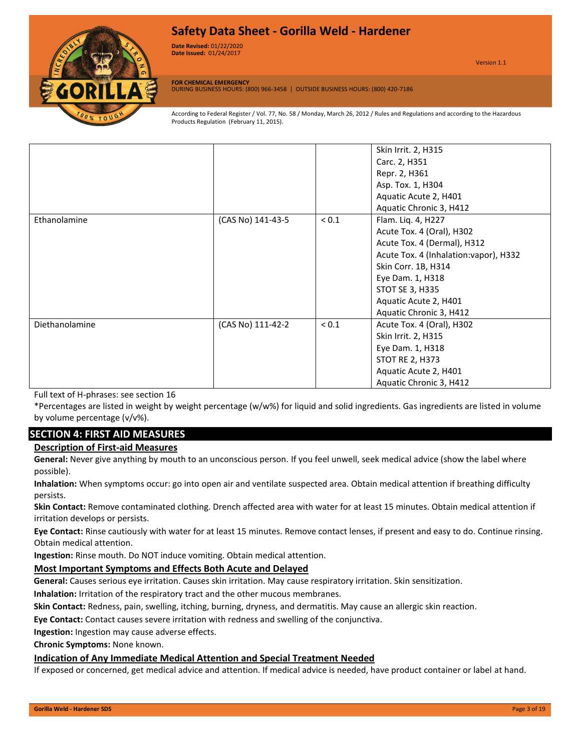| | | | |
|---|---|---|---|
| | | | Skin Irrit. 2, H315<br>Carc. 2, H351<br>Repr. 2, H361<br>Asp. Tox. 1, H304<br>Aquatic Acute 2, H401<br>Aquatic Chronic 3, H412 |
| Ethanolamine | (CAS No) 141-43-5 | < 0.1 | Flam. Liq. 4, H227<br>Acute Tox. 4 (Oral), H302<br>Acute Tox. 4 (Dermal), H312<br>Acute Tox. 4 (Inhalation:vapor), H332<br>Skin Corr. 1B, H314<br>Eye Dam. 1, H318<br>STOT SE 3, H335<br>Aquatic Acute 2, H401<br>Aquatic Chronic 3, H412 |
| Diethanolamine | (CAS No) 111-42-2 | < 0.1 | Acute Tox. 4 (Oral), H302<br>Skin Irrit. 2, H315<br>Eye Dam. 1, H318<br>STOT RE 2, H373<br>Aquatic Acute 2, H401<br>Aquatic Chronic 3, H412 |

Full text of H-phrases: see section 16

*Percentages are listed in weight by weight percentage (w/w%) for liquid and solid ingredients. Gas ingredients are listed in volume by volume percentage (v/v%).

## SECTION 4: FIRST AID MEASURES

### Description of First-aid Measures

**General:** Never give anything by mouth to an unconscious person. If you feel unwell, seek medical advice (show the label where possible).

**Inhalation:** When symptoms occur: go into open air and ventilate suspected area. Obtain medical attention if breathing difficulty persists.

**Skin Contact:** Remove contaminated clothing. Drench affected area with water for at least 15 minutes. Obtain medical attention if irritation develops or persists.

**Eye Contact:** Rinse cautiously with water for at least 15 minutes. Remove contact lenses, if present and easy to do. Continue rinsing. Obtain medical attention.

**Ingestion:** Rinse mouth. Do NOT induce vomiting. Obtain medical attention.

### Most Important Symptoms and Effects Both Acute and Delayed

**General:** Causes serious eye irritation. Causes skin irritation. May cause respiratory irritation. Skin sensitization.

**Inhalation:** Irritation of the respiratory tract and the other mucous membranes.

**Skin Contact:** Redness, pain, swelling, itching, burning, dryness, and dermatitis. May cause an allergic skin reaction.

**Eye Contact:** Contact causes severe irritation with redness and swelling of the conjunctiva.

**Ingestion:** Ingestion may cause adverse effects.

**Chronic Symptoms:** None known.

### Indication of Any Immediate Medical Attention and Special Treatment Needed

If exposed or concerned, get medical advice and attention. If medical advice is needed, have product container or label at hand.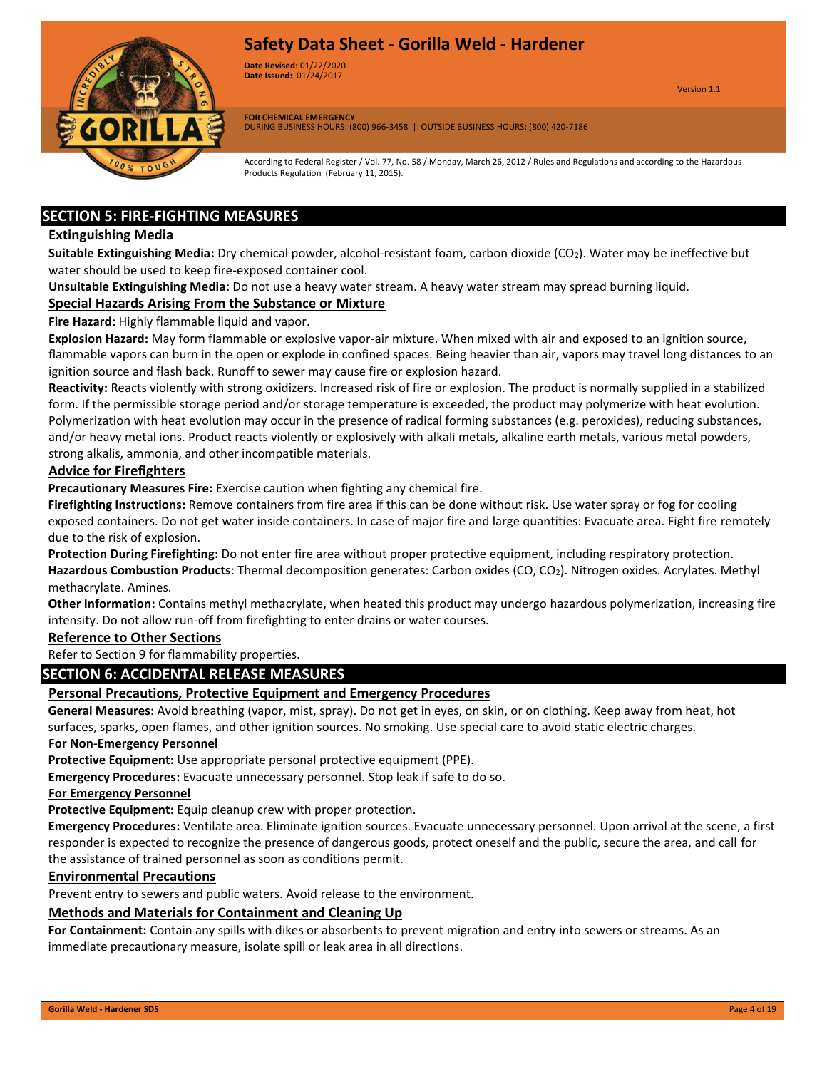## SECTION 5: FIRE-FIGHTING MEASURES

### Extinguishing Media

**Suitable Extinguishing Media:** Dry chemical powder, alcohol-resistant foam, carbon dioxide ($CO_2$). Water may be ineffective but water should be used to keep fire-exposed container cool.

**Unsuitable Extinguishing Media:** Do not use a heavy water stream. A heavy water stream may spread burning liquid.

### Special Hazards Arising From the Substance or Mixture

**Fire Hazard:** Highly flammable liquid and vapor.

**Explosion Hazard:** May form flammable or explosive vapor-air mixture. When mixed with air and exposed to an ignition source, flammable vapors can burn in the open or explode in confined spaces. Being heavier than air, vapors may travel long distances to an ignition source and flash back. Runoff to sewer may cause fire or explosion hazard.

**Reactivity:** Reacts violently with strong oxidizers. Increased risk of fire or explosion. The product is normally supplied in a stabilized form. If the permissible storage period and/or storage temperature is exceeded, the product may polymerize with heat evolution. Polymerization with heat evolution may occur in the presence of radical forming substances (e.g. peroxides), reducing substances, and/or heavy metal ions. Product reacts violently or explosively with alkali metals, alkaline earth metals, various metal powders, strong alkalis, ammonia, and other incompatible materials.

### Advice for Firefighters

**Precautionary Measures Fire:** Exercise caution when fighting any chemical fire.

**Firefighting Instructions:** Remove containers from fire area if this can be done without risk. Use water spray or fog for cooling exposed containers. Do not get water inside containers. In case of major fire and large quantities: Evacuate area. Fight fire remotely due to the risk of explosion.

**Protection During Firefighting:** Do not enter fire area without proper protective equipment, including respiratory protection.

**Hazardous Combustion Products**: Thermal decomposition generates: Carbon oxides (CO, $CO_2$). Nitrogen oxides. Acrylates. Methyl methacrylate. Amines.

**Other Information:** Contains methyl methacrylate, when heated this product may undergo hazardous polymerization, increasing fire intensity. Do not allow run-off from firefighting to enter drains or water courses.

### Reference to Other Sections

Refer to Section 9 for flammability properties.

## SECTION 6: ACCIDENTAL RELEASE MEASURES

### Personal Precautions, Protective Equipment and Emergency Procedures

**General Measures:** Avoid breathing (vapor, mist, spray). Do not get in eyes, on skin, or on clothing. Keep away from heat, hot surfaces, sparks, open flames, and other ignition sources. No smoking. Use special care to avoid static electric charges.

#### For Non-Emergency Personnel

**Protective Equipment:** Use appropriate personal protective equipment (PPE).

**Emergency Procedures:** Evacuate unnecessary personnel. Stop leak if safe to do so.

#### For Emergency Personnel

**Protective Equipment:** Equip cleanup crew with proper protection.

**Emergency Procedures:** Ventilate area. Eliminate ignition sources. Evacuate unnecessary personnel. Upon arrival at the scene, a first responder is expected to recognize the presence of dangerous goods, protect oneself and the public, secure the area, and call for the assistance of trained personnel as soon as conditions permit.

### Environmental Precautions

Prevent entry to sewers and public waters. Avoid release to the environment.

### Methods and Materials for Containment and Cleaning Up

**For Containment:** Contain any spills with dikes or absorbents to prevent migration and entry into sewers or streams. As an immediate precautionary measure, isolate spill or leak area in all directions.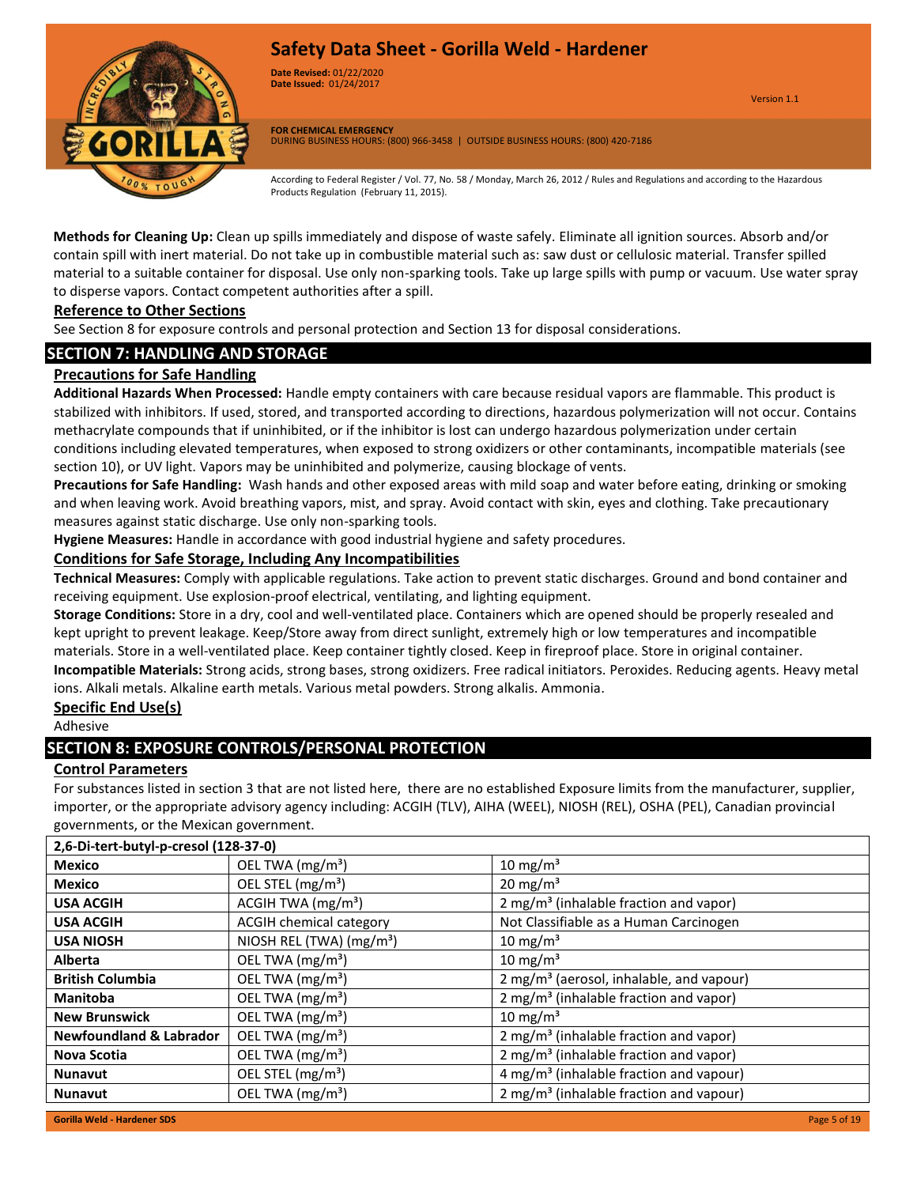**Methods for Cleaning Up:** Clean up spills immediately and dispose of waste safely. Eliminate all ignition sources. Absorb and/or contain spill with inert material. Do not take up in combustible material such as: saw dust or cellulosic material. Transfer spilled material to a suitable container for disposal. Use only non-sparking tools. Take up large spills with pump or vacuum. Use water spray to disperse vapors. Contact competent authorities after a spill.

### Reference to Other Sections

See Section 8 for exposure controls and personal protection and Section 13 for disposal considerations.

## SECTION 7: HANDLING AND STORAGE

### Precautions for Safe Handling

**Additional Hazards When Processed:** Handle empty containers with care because residual vapors are flammable. This product is stabilized with inhibitors. If used, stored, and transported according to directions, hazardous polymerization will not occur. Contains methacrylate compounds that if uninhibited, or if the inhibitor is lost can undergo hazardous polymerization under certain conditions including elevated temperatures, when exposed to strong oxidizers or other contaminants, incompatible materials (see section 10), or UV light. Vapors may be uninhibited and polymerize, causing blockage of vents.

**Precautions for Safe Handling:** Wash hands and other exposed areas with mild soap and water before eating, drinking or smoking and when leaving work. Avoid breathing vapors, mist, and spray. Avoid contact with skin, eyes and clothing. Take precautionary measures against static discharge. Use only non-sparking tools.

**Hygiene Measures:** Handle in accordance with good industrial hygiene and safety procedures.

### Conditions for Safe Storage, Including Any Incompatibilities

**Technical Measures:** Comply with applicable regulations. Take action to prevent static discharges. Ground and bond container and receiving equipment. Use explosion-proof electrical, ventilating, and lighting equipment.

**Storage Conditions:** Store in a dry, cool and well-ventilated place. Containers which are opened should be properly resealed and kept upright to prevent leakage. Keep/Store away from direct sunlight, extremely high or low temperatures and incompatible materials. Store in a well-ventilated place. Keep container tightly closed. Keep in fireproof place. Store in original container.

**Incompatible Materials:** Strong acids, strong bases, strong oxidizers. Free radical initiators. Peroxides. Reducing agents. Heavy metal ions. Alkali metals. Alkaline earth metals. Various metal powders. Strong alkalis. Ammonia.

### Specific End Use(s)

Adhesive

## SECTION 8: EXPOSURE CONTROLS/PERSONAL PROTECTION

### Control Parameters

For substances listed in section 3 that are not listed here, there are no established Exposure limits from the manufacturer, supplier, importer, or the appropriate advisory agency including: ACGIH (TLV), AIHA (WEEL), NIOSH (REL), OSHA (PEL), Canadian provincial governments, or the Mexican government.

| 2,6-Di-tert-butyl-p-cresol (128-37-0) | | |
|---|---|---|
| **Mexico** | OEL TWA (mg/m³) | 10 mg/m³ |
| **Mexico** | OEL STEL (mg/m³) | 20 mg/m³ |
| **USA ACGIH** | ACGIH TWA (mg/m³) | 2 mg/m³ (inhalable fraction and vapor) |
| **USA ACGIH** | ACGIH chemical category | Not Classifiable as a Human Carcinogen |
| **USA NIOSH** | NIOSH REL (TWA) (mg/m³) | 10 mg/m³ |
| **Alberta** | OEL TWA (mg/m³) | 10 mg/m³ |
| **British Columbia** | OEL TWA (mg/m³) | 2 mg/m³ (aerosol, inhalable, and vapour) |
| **Manitoba** | OEL TWA (mg/m³) | 2 mg/m³ (inhalable fraction and vapor) |
| **New Brunswick** | OEL TWA (mg/m³) | 10 mg/m³ |
| **Newfoundland & Labrador** | OEL TWA (mg/m³) | 2 mg/m³ (inhalable fraction and vapor) |
| **Nova Scotia** | OEL TWA (mg/m³) | 2 mg/m³ (inhalable fraction and vapor) |
| **Nunavut** | OEL STEL (mg/m³) | 4 mg/m³ (inhalable fraction and vapour) |
| **Nunavut** | OEL TWA (mg/m³) | 2 mg/m³ (inhalable fraction and vapour) |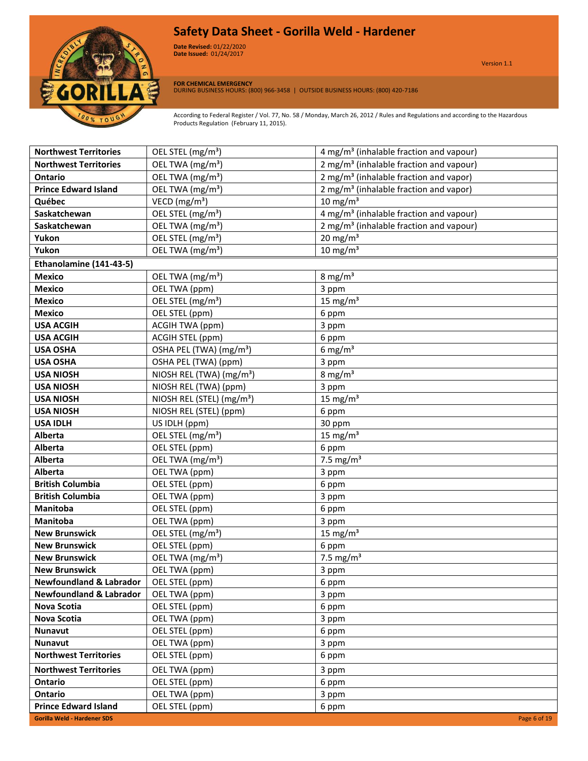| | | |
|---|---|---|
| **Northwest Territories** | OEL STEL ($mg/m^3$) | 4 $mg/m^3$ (inhalable fraction and vapour) |
| **Northwest Territories** | OEL TWA ($mg/m^3$) | 2 $mg/m^3$ (inhalable fraction and vapour) |
| **Ontario** | OEL TWA ($mg/m^3$) | 2 $mg/m^3$ (inhalable fraction and vapor) |
| **Prince Edward Island** | OEL TWA ($mg/m^3$) | 2 $mg/m^3$ (inhalable fraction and vapor) |
| **Québec** | VECD ($mg/m^3$) | 10 $mg/m^3$ |
| **Saskatchewan** | OEL STEL ($mg/m^3$) | 4 $mg/m^3$ (inhalable fraction and vapour) |
| **Saskatchewan** | OEL TWA ($mg/m^3$) | 2 $mg/m^3$ (inhalable fraction and vapour) |
| **Yukon** | OEL STEL ($mg/m^3$) | 20 $mg/m^3$ |
| **Yukon** | OEL TWA ($mg/m^3$) | 10 $mg/m^3$ |
| **Ethanolamine (141-43-5)** | | |
| **Mexico** | OEL TWA ($mg/m^3$) | 8 $mg/m^3$ |
| **Mexico** | OEL TWA (ppm) | 3 ppm |
| **Mexico** | OEL STEL ($mg/m^3$) | 15 $mg/m^3$ |
| **Mexico** | OEL STEL (ppm) | 6 ppm |
| **USA ACGIH** | ACGIH TWA (ppm) | 3 ppm |
| **USA ACGIH** | ACGIH STEL (ppm) | 6 ppm |
| **USA OSHA** | OSHA PEL (TWA) ($mg/m^3$) | 6 $mg/m^3$ |
| **USA OSHA** | OSHA PEL (TWA) (ppm) | 3 ppm |
| **USA NIOSH** | NIOSH REL (TWA) ($mg/m^3$) | 8 $mg/m^3$ |
| **USA NIOSH** | NIOSH REL (TWA) (ppm) | 3 ppm |
| **USA NIOSH** | NIOSH REL (STEL) ($mg/m^3$) | 15 $mg/m^3$ |
| **USA NIOSH** | NIOSH REL (STEL) (ppm) | 6 ppm |
| **USA IDLH** | US IDLH (ppm) | 30 ppm |
| **Alberta** | OEL STEL ($mg/m^3$) | 15 $mg/m^3$ |
| **Alberta** | OEL STEL (ppm) | 6 ppm |
| **Alberta** | OEL TWA ($mg/m^3$) | 7.5 $mg/m^3$ |
| **Alberta** | OEL TWA (ppm) | 3 ppm |
| **British Columbia** | OEL STEL (ppm) | 6 ppm |
| **British Columbia** | OEL TWA (ppm) | 3 ppm |
| **Manitoba** | OEL STEL (ppm) | 6 ppm |
| **Manitoba** | OEL TWA (ppm) | 3 ppm |
| **New Brunswick** | OEL STEL ($mg/m^3$) | 15 $mg/m^3$ |
| **New Brunswick** | OEL STEL (ppm) | 6 ppm |
| **New Brunswick** | OEL TWA ($mg/m^3$) | 7.5 $mg/m^3$ |
| **New Brunswick** | OEL TWA (ppm) | 3 ppm |
| **Newfoundland & Labrador** | OEL STEL (ppm) | 6 ppm |
| **Newfoundland & Labrador** | OEL TWA (ppm) | 3 ppm |
| **Nova Scotia** | OEL STEL (ppm) | 6 ppm |
| **Nova Scotia** | OEL TWA (ppm) | 3 ppm |
| **Nunavut** | OEL STEL (ppm) | 6 ppm |
| **Nunavut** | OEL TWA (ppm) | 3 ppm |
| **Northwest Territories** | OEL STEL (ppm) | 6 ppm |
| **Northwest Territories** | OEL TWA (ppm) | 3 ppm |
| **Ontario** | OEL STEL (ppm) | 6 ppm |
| **Ontario** | OEL TWA (ppm) | 3 ppm |
| **Prince Edward Island** | OEL STEL (ppm) | 6 ppm |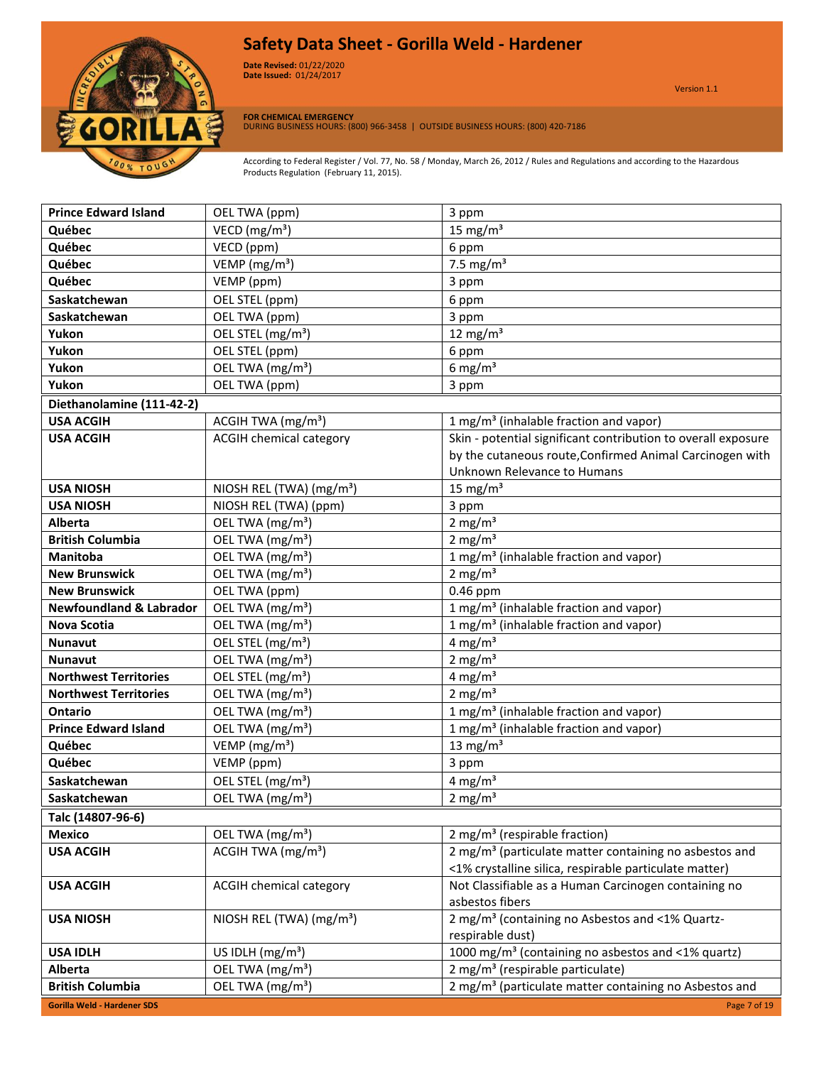| | | |
|---|---|---|
| **Prince Edward Island** | OEL TWA (ppm) | 3 ppm |
| **Québec** | VECD (mg/m³) | 15 mg/m³ |
| **Québec** | VECD (ppm) | 6 ppm |
| **Québec** | VEMP (mg/m³) | 7.5 mg/m³ |
| **Québec** | VEMP (ppm) | 3 ppm |
| **Saskatchewan** | OEL STEL (ppm) | 6 ppm |
| **Saskatchewan** | OEL TWA (ppm) | 3 ppm |
| **Yukon** | OEL STEL (mg/m³) | 12 mg/m³ |
| **Yukon** | OEL STEL (ppm) | 6 ppm |
| **Yukon** | OEL TWA (mg/m³) | 6 mg/m³ |
| **Yukon** | OEL TWA (ppm) | 3 ppm |
| **Diethanolamine (111-42-2)** | | |
| **USA ACGIH** | ACGIH TWA (mg/m³) | 1 mg/m³ (inhalable fraction and vapor) |
| **USA ACGIH** | ACGIH chemical category | Skin - potential significant contribution to overall exposure by the cutaneous route,Confirmed Animal Carcinogen with Unknown Relevance to Humans |
| **USA NIOSH** | NIOSH REL (TWA) (mg/m³) | 15 mg/m³ |
| **USA NIOSH** | NIOSH REL (TWA) (ppm) | 3 ppm |
| **Alberta** | OEL TWA (mg/m³) | 2 mg/m³ |
| **British Columbia** | OEL TWA (mg/m³) | 2 mg/m³ |
| **Manitoba** | OEL TWA (mg/m³) | 1 mg/m³ (inhalable fraction and vapor) |
| **New Brunswick** | OEL TWA (mg/m³) | 2 mg/m³ |
| **New Brunswick** | OEL TWA (ppm) | 0.46 ppm |
| **Newfoundland & Labrador** | OEL TWA (mg/m³) | 1 mg/m³ (inhalable fraction and vapor) |
| **Nova Scotia** | OEL TWA (mg/m³) | 1 mg/m³ (inhalable fraction and vapor) |
| **Nunavut** | OEL STEL (mg/m³) | 4 mg/m³ |
| **Nunavut** | OEL TWA (mg/m³) | 2 mg/m³ |
| **Northwest Territories** | OEL STEL (mg/m³) | 4 mg/m³ |
| **Northwest Territories** | OEL TWA (mg/m³) | 2 mg/m³ |
| **Ontario** | OEL TWA (mg/m³) | 1 mg/m³ (inhalable fraction and vapor) |
| **Prince Edward Island** | OEL TWA (mg/m³) | 1 mg/m³ (inhalable fraction and vapor) |
| **Québec** | VEMP (mg/m³) | 13 mg/m³ |
| **Québec** | VEMP (ppm) | 3 ppm |
| **Saskatchewan** | OEL STEL (mg/m³) | 4 mg/m³ |
| **Saskatchewan** | OEL TWA (mg/m³) | 2 mg/m³ |
| **Talc (14807-96-6)** | | |
| **Mexico** | OEL TWA (mg/m³) | 2 mg/m³ (respirable fraction) |
| **USA ACGIH** | ACGIH TWA (mg/m³) | 2 mg/m³ (particulate matter containing no asbestos and <1% crystalline silica, respirable particulate matter) |
| **USA ACGIH** | ACGIH chemical category | Not Classifiable as a Human Carcinogen containing no asbestos fibers |
| **USA NIOSH** | NIOSH REL (TWA) (mg/m³) | 2 mg/m³ (containing no Asbestos and <1% Quartz-respirable dust) |
| **USA IDLH** | US IDLH (mg/m³) | 1000 mg/m³ (containing no asbestos and <1% quartz) |
| **Alberta** | OEL TWA (mg/m³) | 2 mg/m³ (respirable particulate) |
| **British Columbia** | OEL TWA (mg/m³) | 2 mg/m³ (particulate matter containing no Asbestos and |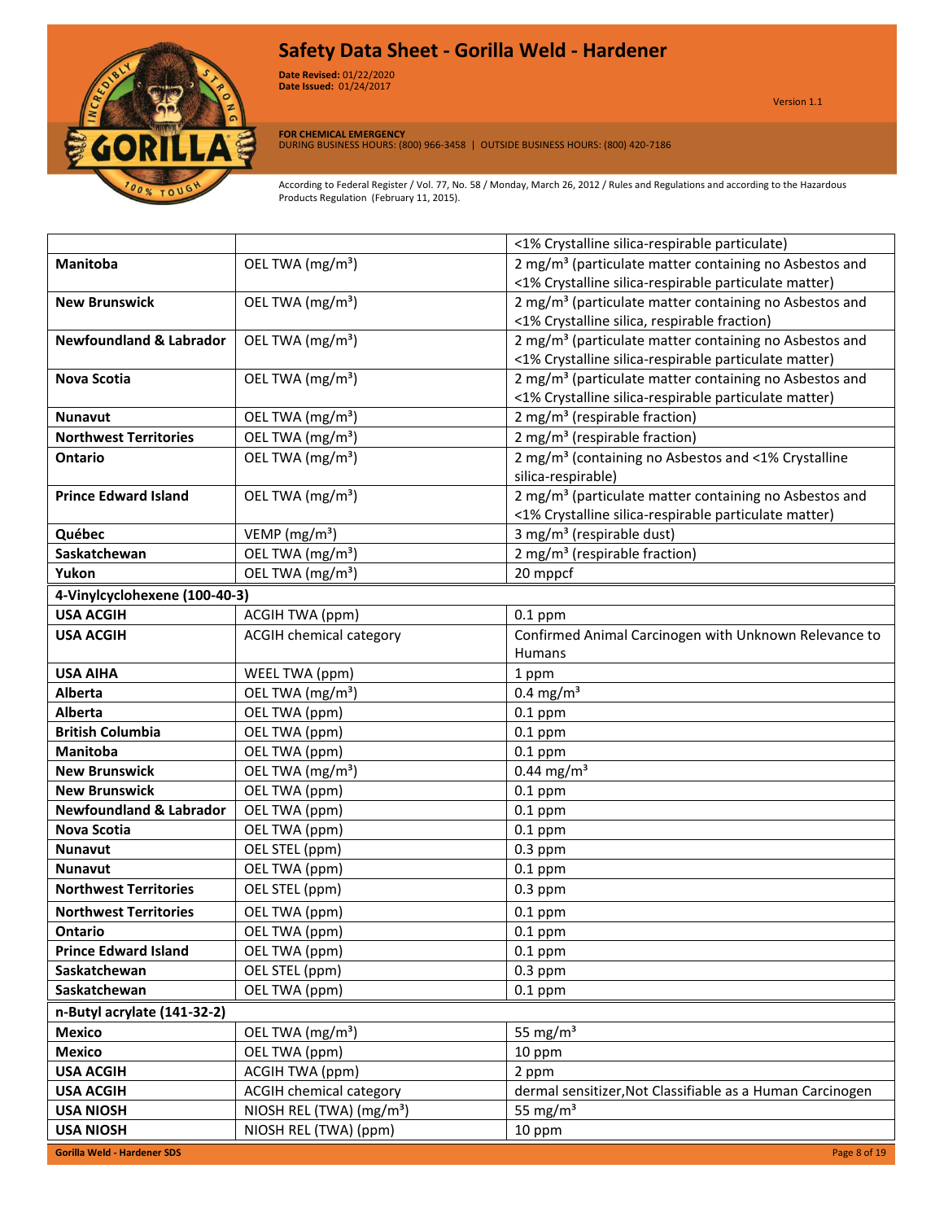|  |  | <1% Crystalline silica-respirable particulate) |
|---|---|---|
| **Manitoba** | OEL TWA ($mg/m^3$) | 2 $mg/m^3$ (particulate matter containing no Asbestos and <1% Crystalline silica-respirable particulate matter) |
| **New Brunswick** | OEL TWA ($mg/m^3$) | 2 $mg/m^3$ (particulate matter containing no Asbestos and <1% Crystalline silica, respirable fraction) |
| **Newfoundland & Labrador** | OEL TWA ($mg/m^3$) | 2 $mg/m^3$ (particulate matter containing no Asbestos and <1% Crystalline silica-respirable particulate matter) |
| **Nova Scotia** | OEL TWA ($mg/m^3$) | 2 $mg/m^3$ (particulate matter containing no Asbestos and <1% Crystalline silica-respirable particulate matter) |
| **Nunavut** | OEL TWA ($mg/m^3$) | 2 $mg/m^3$ (respirable fraction) |
| **Northwest Territories** | OEL TWA ($mg/m^3$) | 2 $mg/m^3$ (respirable fraction) |
| **Ontario** | OEL TWA ($mg/m^3$) | 2 $mg/m^3$ (containing no Asbestos and <1% Crystalline silica-respirable) |
| **Prince Edward Island** | OEL TWA ($mg/m^3$) | 2 $mg/m^3$ (particulate matter containing no Asbestos and <1% Crystalline silica-respirable particulate matter) |
| **Québec** | VEMP ($mg/m^3$) | 3 $mg/m^3$ (respirable dust) |
| **Saskatchewan** | OEL TWA ($mg/m^3$) | 2 $mg/m^3$ (respirable fraction) |
| **Yukon** | OEL TWA ($mg/m^3$) | 20 mppcf |
| **4-Vinylcyclohexene (100-40-3)** | | |
| **USA ACGIH** | ACGIH TWA (ppm) | 0.1 ppm |
| **USA ACGIH** | ACGIH chemical category | Confirmed Animal Carcinogen with Unknown Relevance to Humans |
| **USA AIHA** | WEEL TWA (ppm) | 1 ppm |
| **Alberta** | OEL TWA ($mg/m^3$) | 0.4 $mg/m^3$ |
| **Alberta** | OEL TWA (ppm) | 0.1 ppm |
| **British Columbia** | OEL TWA (ppm) | 0.1 ppm |
| **Manitoba** | OEL TWA (ppm) | 0.1 ppm |
| **New Brunswick** | OEL TWA ($mg/m^3$) | 0.44 $mg/m^3$ |
| **New Brunswick** | OEL TWA (ppm) | 0.1 ppm |
| **Newfoundland & Labrador** | OEL TWA (ppm) | 0.1 ppm |
| **Nova Scotia** | OEL TWA (ppm) | 0.1 ppm |
| **Nunavut** | OEL STEL (ppm) | 0.3 ppm |
| **Nunavut** | OEL TWA (ppm) | 0.1 ppm |
| **Northwest Territories** | OEL STEL (ppm) | 0.3 ppm |
| **Northwest Territories** | OEL TWA (ppm) | 0.1 ppm |
| **Ontario** | OEL TWA (ppm) | 0.1 ppm |
| **Prince Edward Island** | OEL TWA (ppm) | 0.1 ppm |
| **Saskatchewan** | OEL STEL (ppm) | 0.3 ppm |
| **Saskatchewan** | OEL TWA (ppm) | 0.1 ppm |
| **n-Butyl acrylate (141-32-2)** | | |
| **Mexico** | OEL TWA ($mg/m^3$) | 55 $mg/m^3$ |
| **Mexico** | OEL TWA (ppm) | 10 ppm |
| **USA ACGIH** | ACGIH TWA (ppm) | 2 ppm |
| **USA ACGIH** | ACGIH chemical category | dermal sensitizer,Not Classifiable as a Human Carcinogen |
| **USA NIOSH** | NIOSH REL (TWA) ($mg/m^3$) | 55 $mg/m^3$ |
| **USA NIOSH** | NIOSH REL (TWA) (ppm) | 10 ppm |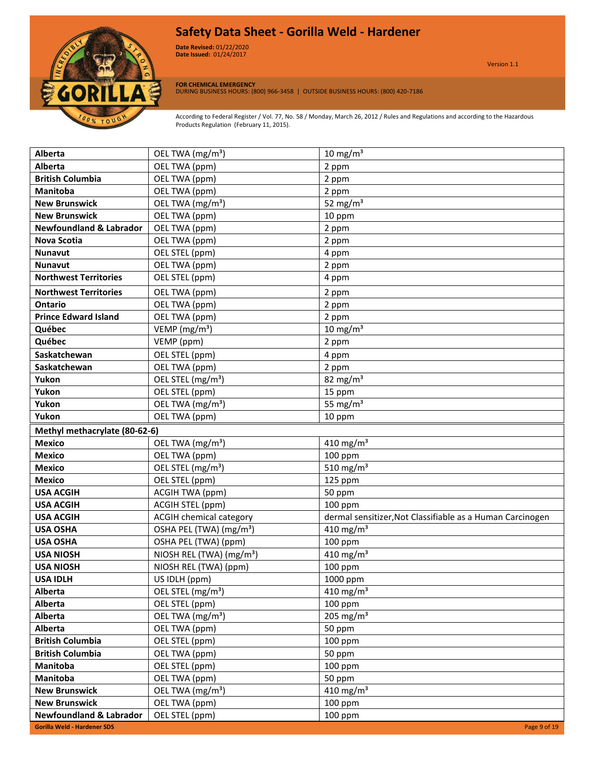| | | |
|---|---|---|
| **Alberta** | OEL TWA (mg/m³) | 10 mg/m³ |
| **Alberta** | OEL TWA (ppm) | 2 ppm |
| **British Columbia** | OEL TWA (ppm) | 2 ppm |
| **Manitoba** | OEL TWA (ppm) | 2 ppm |
| **New Brunswick** | OEL TWA (mg/m³) | 52 mg/m³ |
| **New Brunswick** | OEL TWA (ppm) | 10 ppm |
| **Newfoundland & Labrador** | OEL TWA (ppm) | 2 ppm |
| **Nova Scotia** | OEL TWA (ppm) | 2 ppm |
| **Nunavut** | OEL STEL (ppm) | 4 ppm |
| **Nunavut** | OEL TWA (ppm) | 2 ppm |
| **Northwest Territories** | OEL STEL (ppm) | 4 ppm |
| **Northwest Territories** | OEL TWA (ppm) | 2 ppm |
| **Ontario** | OEL TWA (ppm) | 2 ppm |
| **Prince Edward Island** | OEL TWA (ppm) | 2 ppm |
| **Québec** | VEMP (mg/m³) | 10 mg/m³ |
| **Québec** | VEMP (ppm) | 2 ppm |
| **Saskatchewan** | OEL STEL (ppm) | 4 ppm |
| **Saskatchewan** | OEL TWA (ppm) | 2 ppm |
| **Yukon** | OEL STEL (mg/m³) | 82 mg/m³ |
| **Yukon** | OEL STEL (ppm) | 15 ppm |
| **Yukon** | OEL TWA (mg/m³) | 55 mg/m³ |
| **Yukon** | OEL TWA (ppm) | 10 ppm |
| **Methyl methacrylate (80-62-6)** | | |
| **Mexico** | OEL TWA (mg/m³) | 410 mg/m³ |
| **Mexico** | OEL TWA (ppm) | 100 ppm |
| **Mexico** | OEL STEL (mg/m³) | 510 mg/m³ |
| **Mexico** | OEL STEL (ppm) | 125 ppm |
| **USA ACGIH** | ACGIH TWA (ppm) | 50 ppm |
| **USA ACGIH** | ACGIH STEL (ppm) | 100 ppm |
| **USA ACGIH** | ACGIH chemical category | dermal sensitizer,Not Classifiable as a Human Carcinogen |
| **USA OSHA** | OSHA PEL (TWA) (mg/m³) | 410 mg/m³ |
| **USA OSHA** | OSHA PEL (TWA) (ppm) | 100 ppm |
| **USA NIOSH** | NIOSH REL (TWA) (mg/m³) | 410 mg/m³ |
| **USA NIOSH** | NIOSH REL (TWA) (ppm) | 100 ppm |
| **USA IDLH** | US IDLH (ppm) | 1000 ppm |
| **Alberta** | OEL STEL (mg/m³) | 410 mg/m³ |
| **Alberta** | OEL STEL (ppm) | 100 ppm |
| **Alberta** | OEL TWA (mg/m³) | 205 mg/m³ |
| **Alberta** | OEL TWA (ppm) | 50 ppm |
| **British Columbia** | OEL STEL (ppm) | 100 ppm |
| **British Columbia** | OEL TWA (ppm) | 50 ppm |
| **Manitoba** | OEL STEL (ppm) | 100 ppm |
| **Manitoba** | OEL TWA (ppm) | 50 ppm |
| **New Brunswick** | OEL TWA (mg/m³) | 410 mg/m³ |
| **New Brunswick** | OEL TWA (ppm) | 100 ppm |
| **Newfoundland & Labrador** | OEL STEL (ppm) | 100 ppm |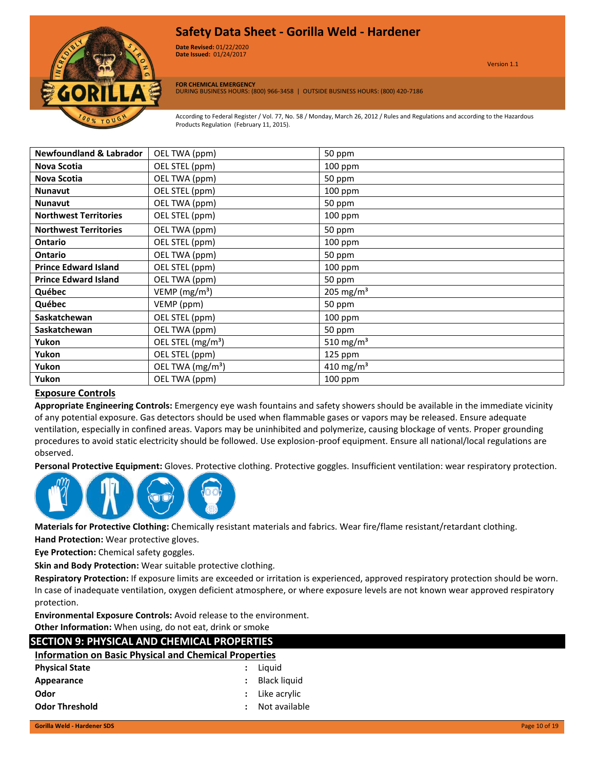| Newfoundland & Labrador | OEL TWA (ppm) | 50 ppm |
|---|---|---|
| Nova Scotia | OEL STEL (ppm) | 100 ppm |
| Nova Scotia | OEL TWA (ppm) | 50 ppm |
| Nunavut | OEL STEL (ppm) | 100 ppm |
| Nunavut | OEL TWA (ppm) | 50 ppm |
| Northwest Territories | OEL STEL (ppm) | 100 ppm |
| Northwest Territories | OEL TWA (ppm) | 50 ppm |
| Ontario | OEL STEL (ppm) | 100 ppm |
| Ontario | OEL TWA (ppm) | 50 ppm |
| Prince Edward Island | OEL STEL (ppm) | 100 ppm |
| Prince Edward Island | OEL TWA (ppm) | 50 ppm |
| Québec | VEMP ($mg/m^3$) | 205 $mg/m^3$ |
| Québec | VEMP (ppm) | 50 ppm |
| Saskatchewan | OEL STEL (ppm) | 100 ppm |
| Saskatchewan | OEL TWA (ppm) | 50 ppm |
| Yukon | OEL STEL ($mg/m^3$) | 510 $mg/m^3$ |
| Yukon | OEL STEL (ppm) | 125 ppm |
| Yukon | OEL TWA ($mg/m^3$) | 410 $mg/m^3$ |
| Yukon | OEL TWA (ppm) | 100 ppm |

### Exposure Controls

**Appropriate Engineering Controls:** Emergency eye wash fountains and safety showers should be available in the immediate vicinity of any potential exposure. Gas detectors should be used when flammable gases or vapors may be released. Ensure adequate ventilation, especially in confined areas. Vapors may be uninhibited and polymerize, causing blockage of vents. Proper grounding procedures to avoid static electricity should be followed. Use explosion-proof equipment. Ensure all national/local regulations are observed.

**Personal Protective Equipment:** Gloves. Protective clothing. Protective goggles. Insufficient ventilation: wear respiratory protection.

**Materials for Protective Clothing:** Chemically resistant materials and fabrics. Wear fire/flame resistant/retardant clothing.

**Hand Protection:** Wear protective gloves.

**Eye Protection:** Chemical safety goggles.

**Skin and Body Protection:** Wear suitable protective clothing.

**Respiratory Protection:** If exposure limits are exceeded or irritation is experienced, approved respiratory protection should be worn. In case of inadequate ventilation, oxygen deficient atmosphere, or where exposure levels are not known wear approved respiratory protection.

**Environmental Exposure Controls:** Avoid release to the environment.

**Other Information:** When using, do not eat, drink or smoke

## SECTION 9: PHYSICAL AND CHEMICAL PROPERTIES

### Information on Basic Physical and Chemical Properties

| | | |
|---|---|---|
| **Physical State** | : | Liquid |
| **Appearance** | : | Black liquid |
| **Odor** | : | Like acrylic |
| **Odor Threshold** | : | Not available |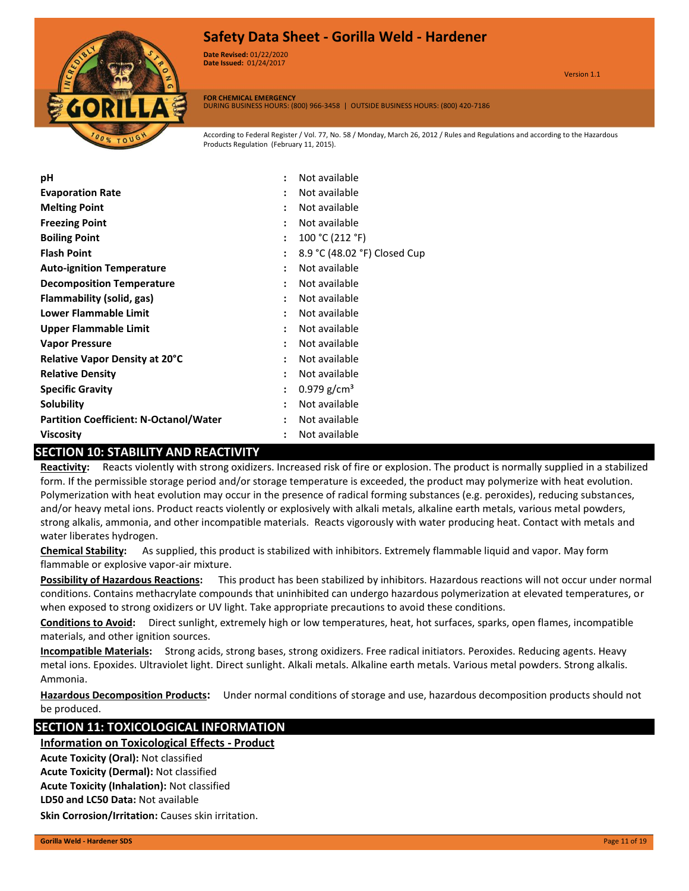| | | |
|---|---|---|
| **pH** | : | Not available |
| **Evaporation Rate** | : | Not available |
| **Melting Point** | : | Not available |
| **Freezing Point** | : | Not available |
| **Boiling Point** | : | 100 °C (212 °F) |
| **Flash Point** | : | 8.9 °C (48.02 °F) Closed Cup |
| **Auto-ignition Temperature** | : | Not available |
| **Decomposition Temperature** | : | Not available |
| **Flammability (solid, gas)** | : | Not available |
| **Lower Flammable Limit** | : | Not available |
| **Upper Flammable Limit** | : | Not available |
| **Vapor Pressure** | : | Not available |
| **Relative Vapor Density at 20°C** | : | Not available |
| **Relative Density** | : | Not available |
| **Specific Gravity** | : | 0.979 $g/cm^3$ |
| **Solubility** | : | Not available |
| **Partition Coefficient: N-Octanol/Water** | : | Not available |
| **Viscosity** | : | Not available |

## SECTION 10: STABILITY AND REACTIVITY

**Reactivity:** Reacts violently with strong oxidizers. Increased risk of fire or explosion. The product is normally supplied in a stabilized form. If the permissible storage period and/or storage temperature is exceeded, the product may polymerize with heat evolution. Polymerization with heat evolution may occur in the presence of radical forming substances (e.g. peroxides), reducing substances, and/or heavy metal ions. Product reacts violently or explosively with alkali metals, alkaline earth metals, various metal powders, strong alkalis, ammonia, and other incompatible materials. Reacts vigorously with water producing heat. Contact with metals and water liberates hydrogen.

**Chemical Stability:** As supplied, this product is stabilized with inhibitors. Extremely flammable liquid and vapor. May form flammable or explosive vapor-air mixture.

**Possibility of Hazardous Reactions:** This product has been stabilized by inhibitors. Hazardous reactions will not occur under normal conditions. Contains methacrylate compounds that uninhibited can undergo hazardous polymerization at elevated temperatures, or when exposed to strong oxidizers or UV light. Take appropriate precautions to avoid these conditions.

**Conditions to Avoid:** Direct sunlight, extremely high or low temperatures, heat, hot surfaces, sparks, open flames, incompatible materials, and other ignition sources.

**Incompatible Materials:** Strong acids, strong bases, strong oxidizers. Free radical initiators. Peroxides. Reducing agents. Heavy metal ions. Epoxides. Ultraviolet light. Direct sunlight. Alkali metals. Alkaline earth metals. Various metal powders. Strong alkalis. Ammonia.

**Hazardous Decomposition Products:** Under normal conditions of storage and use, hazardous decomposition products should not be produced.

## SECTION 11: TOXICOLOGICAL INFORMATION

**Information on Toxicological Effects - Product**

**Acute Toxicity (Oral):** Not classified

**Acute Toxicity (Dermal):** Not classified

**Acute Toxicity (Inhalation):** Not classified

**LD50 and LC50 Data:** Not available

**Skin Corrosion/Irritation:** Causes skin irritation.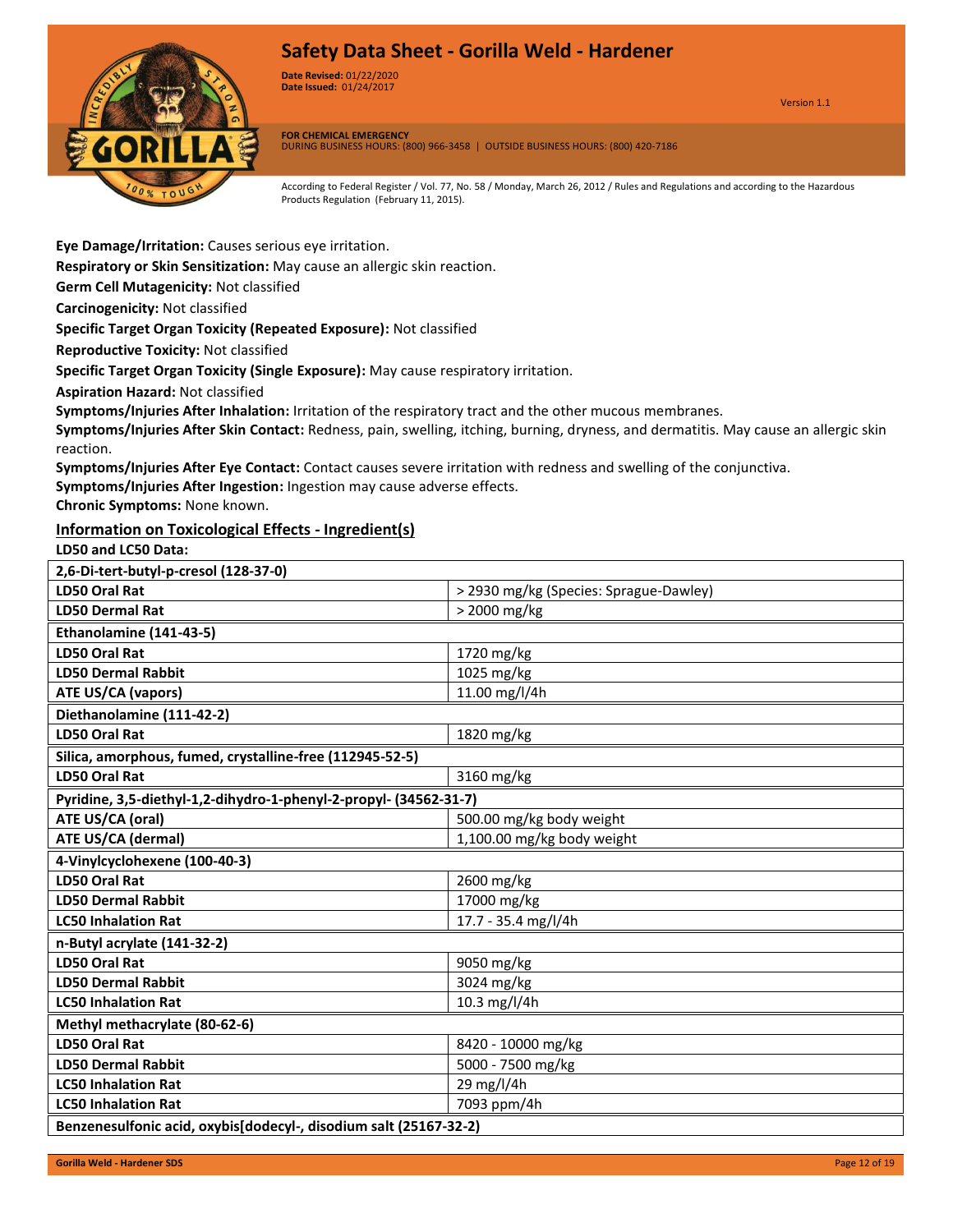**Eye Damage/Irritation:** Causes serious eye irritation.

**Respiratory or Skin Sensitization:** May cause an allergic skin reaction.

**Germ Cell Mutagenicity:** Not classified

**Carcinogenicity:** Not classified

**Specific Target Organ Toxicity (Repeated Exposure):** Not classified

**Reproductive Toxicity:** Not classified

**Specific Target Organ Toxicity (Single Exposure):** May cause respiratory irritation.

**Aspiration Hazard:** Not classified

**Symptoms/Injuries After Inhalation:** Irritation of the respiratory tract and the other mucous membranes.

**Symptoms/Injuries After Skin Contact:** Redness, pain, swelling, itching, burning, dryness, and dermatitis. May cause an allergic skin reaction.

**Symptoms/Injuries After Eye Contact:** Contact causes severe irritation with redness and swelling of the conjunctiva.

**Symptoms/Injuries After Ingestion:** Ingestion may cause adverse effects.

**Chronic Symptoms:** None known.

## Information on Toxicological Effects - Ingredient(s)

**LD50 and LC50 Data:**

| 2,6-Di-tert-butyl-p-cresol (128-37-0) | |
|---|---|
| **LD50 Oral Rat** | > 2930 mg/kg (Species: Sprague-Dawley) |
| **LD50 Dermal Rat** | > 2000 mg/kg |
| **Ethanolamine (141-43-5)** | |
| **LD50 Oral Rat** | 1720 mg/kg |
| **LD50 Dermal Rabbit** | 1025 mg/kg |
| **ATE US/CA (vapors)** | 11.00 mg/l/4h |
| **Diethanolamine (111-42-2)** | |
| **LD50 Oral Rat** | 1820 mg/kg |
| **Silica, amorphous, fumed, crystalline-free (112945-52-5)** | |
| **LD50 Oral Rat** | 3160 mg/kg |
| **Pyridine, 3,5-diethyl-1,2-dihydro-1-phenyl-2-propyl- (34562-31-7)** | |
| **ATE US/CA (oral)** | 500.00 mg/kg body weight |
| **ATE US/CA (dermal)** | 1,100.00 mg/kg body weight |
| **4-Vinylcyclohexene (100-40-3)** | |
| **LD50 Oral Rat** | 2600 mg/kg |
| **LD50 Dermal Rabbit** | 17000 mg/kg |
| **LC50 Inhalation Rat** | 17.7 - 35.4 mg/l/4h |
| **n-Butyl acrylate (141-32-2)** | |
| **LD50 Oral Rat** | 9050 mg/kg |
| **LD50 Dermal Rabbit** | 3024 mg/kg |
| **LC50 Inhalation Rat** | 10.3 mg/l/4h |
| **Methyl methacrylate (80-62-6)** | |
| **LD50 Oral Rat** | 8420 - 10000 mg/kg |
| **LD50 Dermal Rabbit** | 5000 - 7500 mg/kg |
| **LC50 Inhalation Rat** | 29 mg/l/4h |
| **LC50 Inhalation Rat** | 7093 ppm/4h |
| **Benzenesulfonic acid, oxybis[dodecyl-, disodium salt (25167-32-2)** | |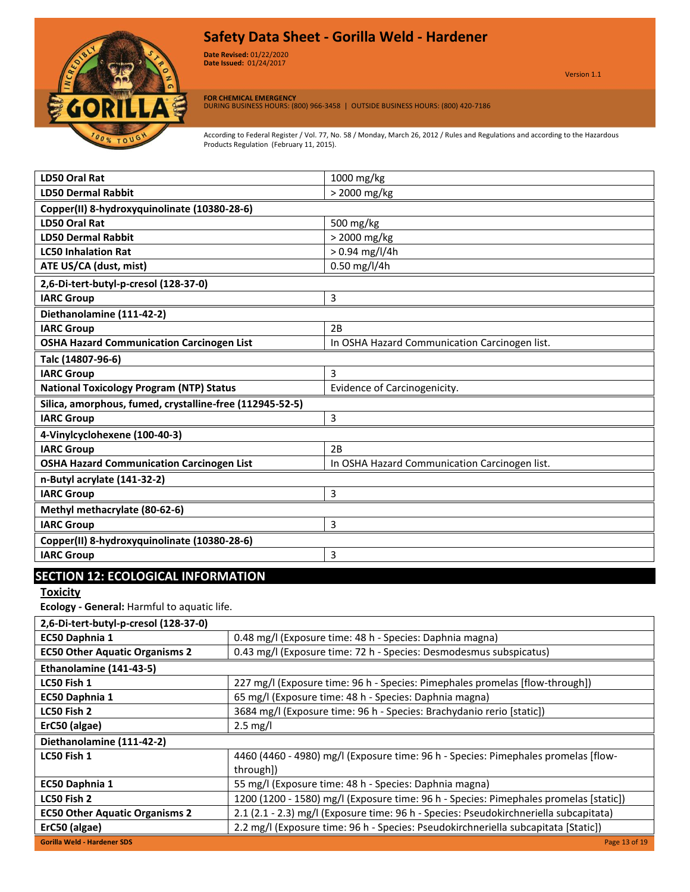| | |
|---|---|
| **LD50 Oral Rat** | 1000 mg/kg |
| **LD50 Dermal Rabbit** | > 2000 mg/kg |
| **Copper(II) 8-hydroxyquinolinate (10380-28-6)** | |
| **LD50 Oral Rat** | 500 mg/kg |
| **LD50 Dermal Rabbit** | > 2000 mg/kg |
| **LC50 Inhalation Rat** | > 0.94 mg/l/4h |
| **ATE US/CA (dust, mist)** | 0.50 mg/l/4h |
| **2,6-Di-tert-butyl-p-cresol (128-37-0)** | |
| **IARC Group** | 3 |
| **Diethanolamine (111-42-2)** | |
| **IARC Group** | 2B |
| **OSHA Hazard Communication Carcinogen List** | In OSHA Hazard Communication Carcinogen list. |
| **Talc (14807-96-6)** | |
| **IARC Group** | 3 |
| **National Toxicology Program (NTP) Status** | Evidence of Carcinogenicity. |
| **Silica, amorphous, fumed, crystalline-free (112945-52-5)** | |
| **IARC Group** | 3 |
| **4-Vinylcyclohexene (100-40-3)** | |
| **IARC Group** | 2B |
| **OSHA Hazard Communication Carcinogen List** | In OSHA Hazard Communication Carcinogen list. |
| **n-Butyl acrylate (141-32-2)** | |
| **IARC Group** | 3 |
| **Methyl methacrylate (80-62-6)** | |
| **IARC Group** | 3 |
| **Copper(II) 8-hydroxyquinolinate (10380-28-6)** | |
| **IARC Group** | 3 |

## SECTION 12: ECOLOGICAL INFORMATION

### Toxicity

**Ecology - General:** Harmful to aquatic life.

| | |
|---|---|
| **2,6-Di-tert-butyl-p-cresol (128-37-0)** | |
| **EC50 Daphnia 1** | 0.48 mg/l (Exposure time: 48 h - Species: Daphnia magna) |
| **EC50 Other Aquatic Organisms 2** | 0.43 mg/l (Exposure time: 72 h - Species: Desmodesmus subspicatus) |
| **Ethanolamine (141-43-5)** | |
| **LC50 Fish 1** | 227 mg/l (Exposure time: 96 h - Species: Pimephales promelas [flow-through]) |
| **EC50 Daphnia 1** | 65 mg/l (Exposure time: 48 h - Species: Daphnia magna) |
| **LC50 Fish 2** | 3684 mg/l (Exposure time: 96 h - Species: Brachydanio rerio [static]) |
| **ErC50 (algae)** | 2.5 mg/l |
| **Diethanolamine (111-42-2)** | |
| **LC50 Fish 1** | 4460 (4460 - 4980) mg/l (Exposure time: 96 h - Species: Pimephales promelas [flow-through]) |
| **EC50 Daphnia 1** | 55 mg/l (Exposure time: 48 h - Species: Daphnia magna) |
| **LC50 Fish 2** | 1200 (1200 - 1580) mg/l (Exposure time: 96 h - Species: Pimephales promelas [static]) |
| **EC50 Other Aquatic Organisms 2** | 2.1 (2.1 - 2.3) mg/l (Exposure time: 96 h - Species: Pseudokirchneriella subcapitata) |
| **ErC50 (algae)** | 2.2 mg/l (Exposure time: 96 h - Species: Pseudokirchneriella subcapitata [Static]) |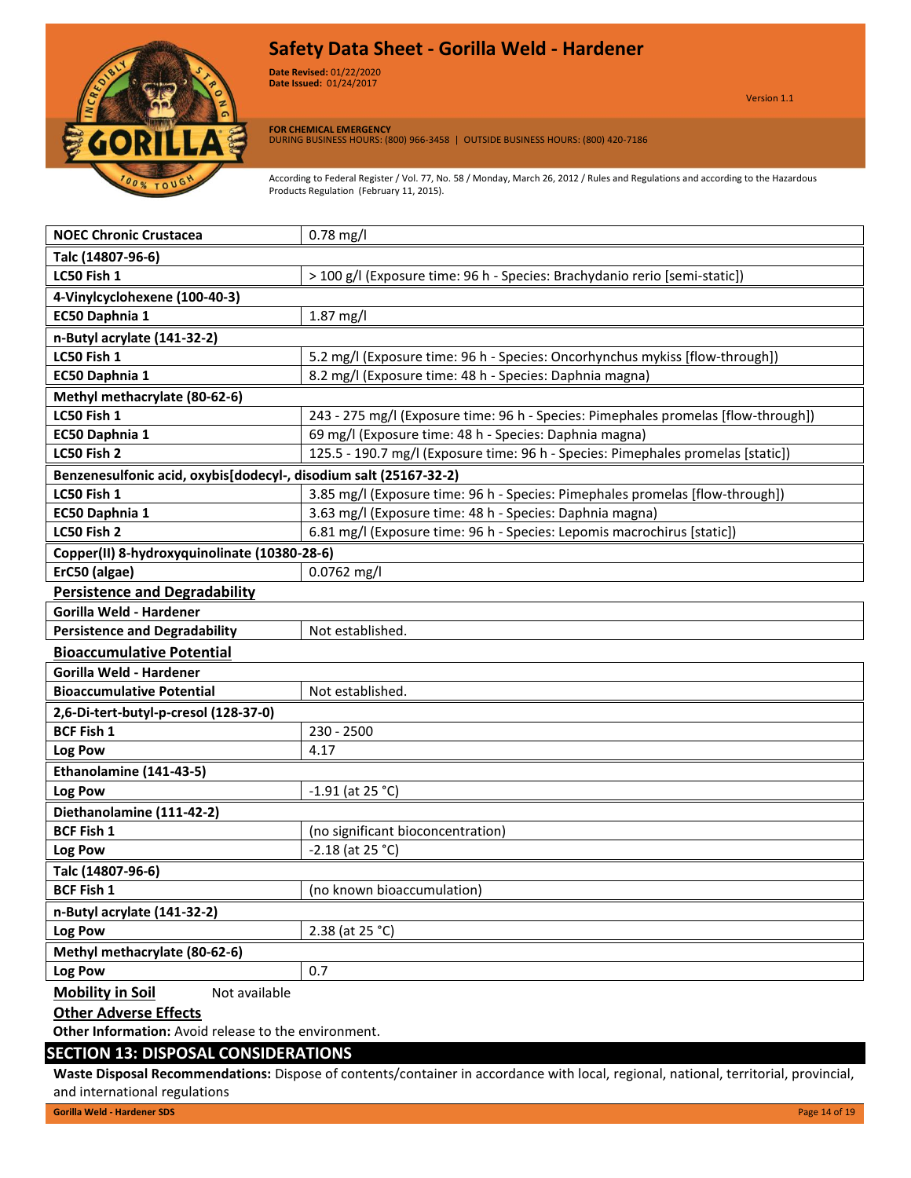| NOEC Chronic Crustacea | 0.78 mg/l |
|---|---|
| **Talc (14807-96-6)** | |
| LC50 Fish 1 | > 100 g/l (Exposure time: 96 h - Species: Brachydanio rerio [semi-static]) |
| **4-Vinylcyclohexene (100-40-3)** | |
| EC50 Daphnia 1 | 1.87 mg/l |
| **n-Butyl acrylate (141-32-2)** | |
| LC50 Fish 1 | 5.2 mg/l (Exposure time: 96 h - Species: Oncorhynchus mykiss [flow-through]) |
| EC50 Daphnia 1 | 8.2 mg/l (Exposure time: 48 h - Species: Daphnia magna) |
| **Methyl methacrylate (80-62-6)** | |
| LC50 Fish 1 | 243 - 275 mg/l (Exposure time: 96 h - Species: Pimephales promelas [flow-through]) |
| EC50 Daphnia 1 | 69 mg/l (Exposure time: 48 h - Species: Daphnia magna) |
| LC50 Fish 2 | 125.5 - 190.7 mg/l (Exposure time: 96 h - Species: Pimephales promelas [static]) |
| **Benzenesulfonic acid, oxybis[dodecyl-, disodium salt (25167-32-2)** | |
| LC50 Fish 1 | 3.85 mg/l (Exposure time: 96 h - Species: Pimephales promelas [flow-through]) |
| EC50 Daphnia 1 | 3.63 mg/l (Exposure time: 48 h - Species: Daphnia magna) |
| LC50 Fish 2 | 6.81 mg/l (Exposure time: 96 h - Species: Lepomis macrochirus [static]) |
| **Copper(II) 8-hydroxyquinolinate (10380-28-6)** | |
| ErC50 (algae) | 0.0762 mg/l |

## Persistence and Degradability

| Gorilla Weld - Hardener | |
|---|---|
| Persistence and Degradability | Not established. |

## Bioaccumulative Potential

| Gorilla Weld - Hardener | |
|---|---|
| Bioaccumulative Potential | Not established. |
| **2,6-Di-tert-butyl-p-cresol (128-37-0)** | |
| BCF Fish 1 | 230 - 2500 |
| Log Pow | 4.17 |
| **Ethanolamine (141-43-5)** | |
| Log Pow | -1.91 (at 25 °C) |
| **Diethanolamine (111-42-2)** | |
| BCF Fish 1 | (no significant bioconcentration) |
| Log Pow | -2.18 (at 25 °C) |
| **Talc (14807-96-6)** | |
| BCF Fish 1 | (no known bioaccumulation) |
| **n-Butyl acrylate (141-32-2)** | |
| Log Pow | 2.38 (at 25 °C) |
| **Methyl methacrylate (80-62-6)** | |
| Log Pow | 0.7 |

**Mobility in Soil** Not available

**Other Adverse Effects**

**Other Information:** Avoid release to the environment.

## SECTION 13: DISPOSAL CONSIDERATIONS

**Waste Disposal Recommendations:** Dispose of contents/container in accordance with local, regional, national, territorial, provincial, and international regulations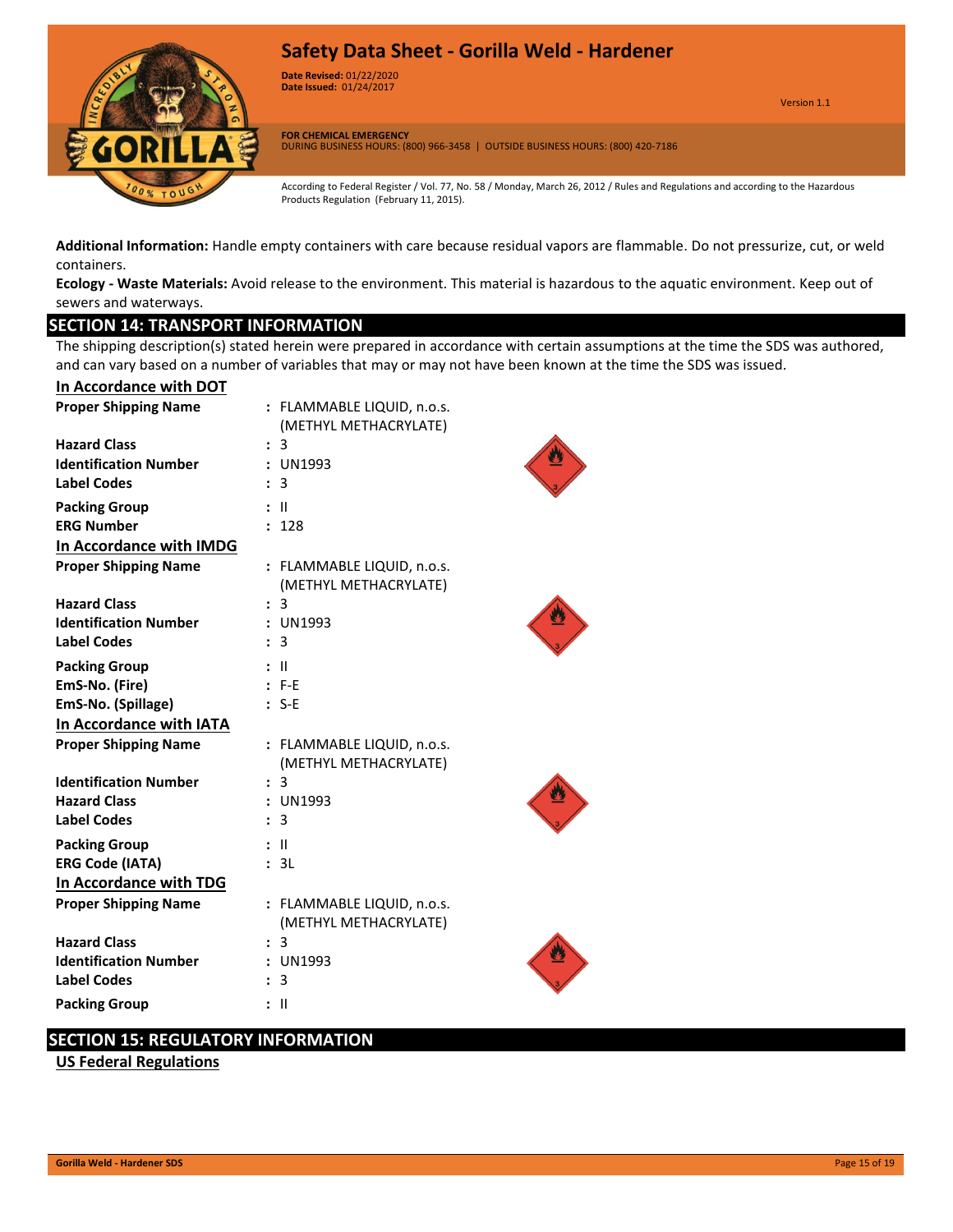**Additional Information:** Handle empty containers with care because residual vapors are flammable. Do not pressurize, cut, or weld containers.

**Ecology - Waste Materials:** Avoid release to the environment. This material is hazardous to the aquatic environment. Keep out of sewers and waterways.

## SECTION 14: TRANSPORT INFORMATION

The shipping description(s) stated herein were prepared in accordance with certain assumptions at the time the SDS was authored, and can vary based on a number of variables that may or may not have been known at the time the SDS was issued.

### In Accordance with DOT

**Proper Shipping Name** : FLAMMABLE LIQUID, n.o.s. (METHYL METHACRYLATE)
**Hazard Class** : 3
**Identification Number** : UN1993
**Label Codes** : 3
**Packing Group** : II
**ERG Number** : 128

### In Accordance with IMDG

**Proper Shipping Name** : FLAMMABLE LIQUID, n.o.s. (METHYL METHACRYLATE)
**Hazard Class** : 3
**Identification Number** : UN1993
**Label Codes** : 3
**Packing Group** : II
**EmS-No. (Fire)** : F-E
**EmS-No. (Spillage)** : S-E

### In Accordance with IATA

**Proper Shipping Name** : FLAMMABLE LIQUID, n.o.s. (METHYL METHACRYLATE)
**Identification Number** : 3
**Hazard Class** : UN1993
**Label Codes** : 3
**Packing Group** : II
**ERG Code (IATA)** : 3L

### In Accordance with TDG

**Proper Shipping Name** : FLAMMABLE LIQUID, n.o.s. (METHYL METHACRYLATE)
**Hazard Class** : 3
**Identification Number** : UN1993
**Label Codes** : 3
**Packing Group** : II

## SECTION 15: REGULATORY INFORMATION

### US Federal Regulations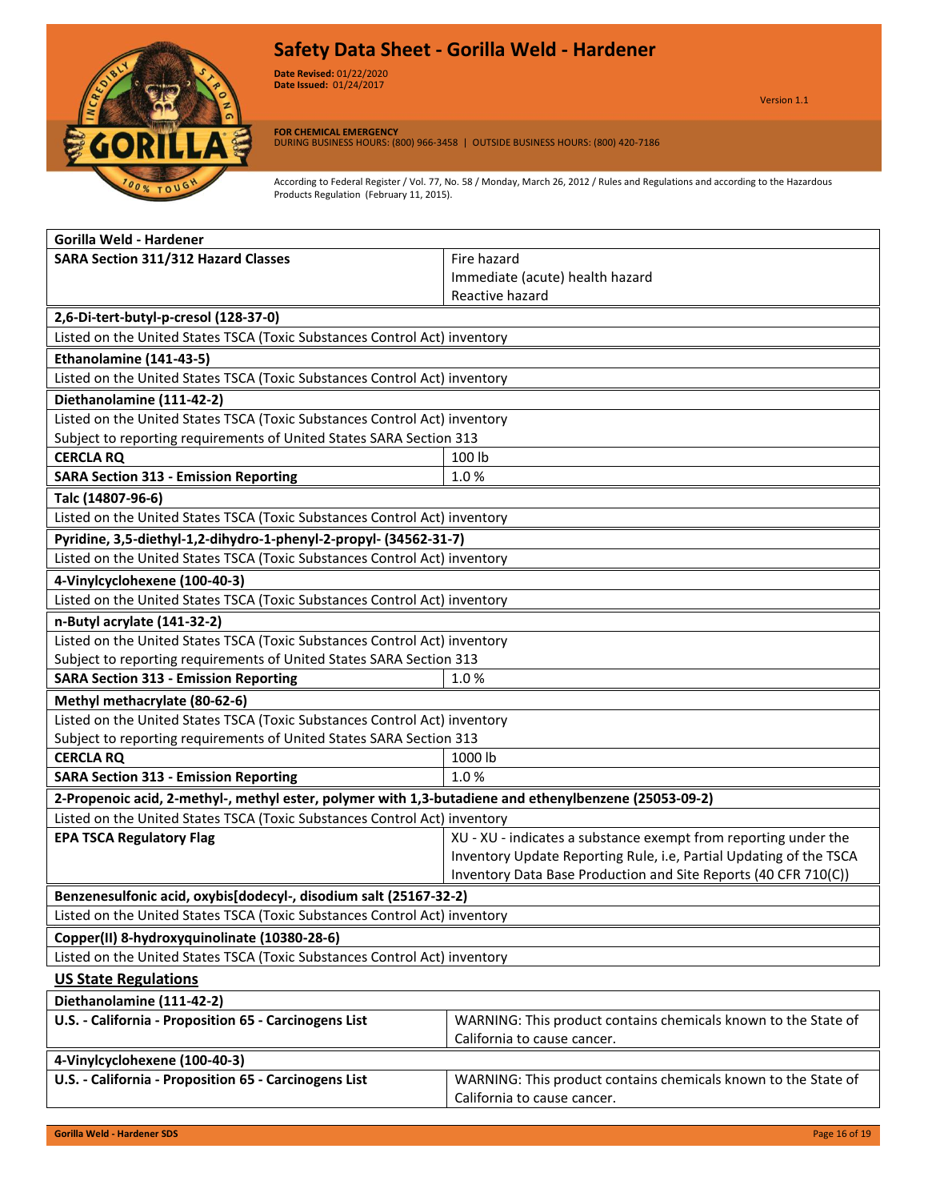| Gorilla Weld - Hardener | |
|---|---|
| **SARA Section 311/312 Hazard Classes** | Fire hazard<br>Immediate (acute) health hazard<br>Reactive hazard |
| **2,6-Di-tert-butyl-p-cresol (128-37-0)** | |
| Listed on the United States TSCA (Toxic Substances Control Act) inventory | |
| **Ethanolamine (141-43-5)** | |
| Listed on the United States TSCA (Toxic Substances Control Act) inventory | |
| **Diethanolamine (111-42-2)** | |
| Listed on the United States TSCA (Toxic Substances Control Act) inventory<br>Subject to reporting requirements of United States SARA Section 313 | |
| **CERCLA RQ** | 100 lb |
| **SARA Section 313 - Emission Reporting** | 1.0 % |
| Talc (14807-96-6) | |
| Listed on the United States TSCA (Toxic Substances Control Act) inventory | |
| **Pyridine, 3,5-diethyl-1,2-dihydro-1-phenyl-2-propyl- (34562-31-7)** | |
| Listed on the United States TSCA (Toxic Substances Control Act) inventory | |
| **4-Vinylcyclohexene (100-40-3)** | |
| Listed on the United States TSCA (Toxic Substances Control Act) inventory | |
| **n-Butyl acrylate (141-32-2)** | |
| Listed on the United States TSCA (Toxic Substances Control Act) inventory<br>Subject to reporting requirements of United States SARA Section 313 | |
| **SARA Section 313 - Emission Reporting** | 1.0 % |
| **Methyl methacrylate (80-62-6)** | |
| Listed on the United States TSCA (Toxic Substances Control Act) inventory<br>Subject to reporting requirements of United States SARA Section 313 | |
| **CERCLA RQ** | 1000 lb |
| **SARA Section 313 - Emission Reporting** | 1.0 % |
| **2-Propenoic acid, 2-methyl-, methyl ester, polymer with 1,3-butadiene and ethenylbenzene (25053-09-2)** | |
| Listed on the United States TSCA (Toxic Substances Control Act) inventory | |
| **EPA TSCA Regulatory Flag** | XU - XU - indicates a substance exempt from reporting under the Inventory Update Reporting Rule, i.e, Partial Updating of the TSCA Inventory Data Base Production and Site Reports (40 CFR 710(C)) |
| **Benzenesulfonic acid, oxybis[dodecyl-, disodium salt (25167-32-2)** | |
| Listed on the United States TSCA (Toxic Substances Control Act) inventory | |
| **Copper(II) 8-hydroxyquinolinate (10380-28-6)** | |
| Listed on the United States TSCA (Toxic Substances Control Act) inventory | |

## US State Regulations

| Diethanolamine (111-42-2) | |
|---|---|
| **U.S. - California - Proposition 65 - Carcinogens List** | WARNING: This product contains chemicals known to the State of California to cause cancer. |
| **4-Vinylcyclohexene (100-40-3)** | |
| **U.S. - California - Proposition 65 - Carcinogens List** | WARNING: This product contains chemicals known to the State of California to cause cancer. |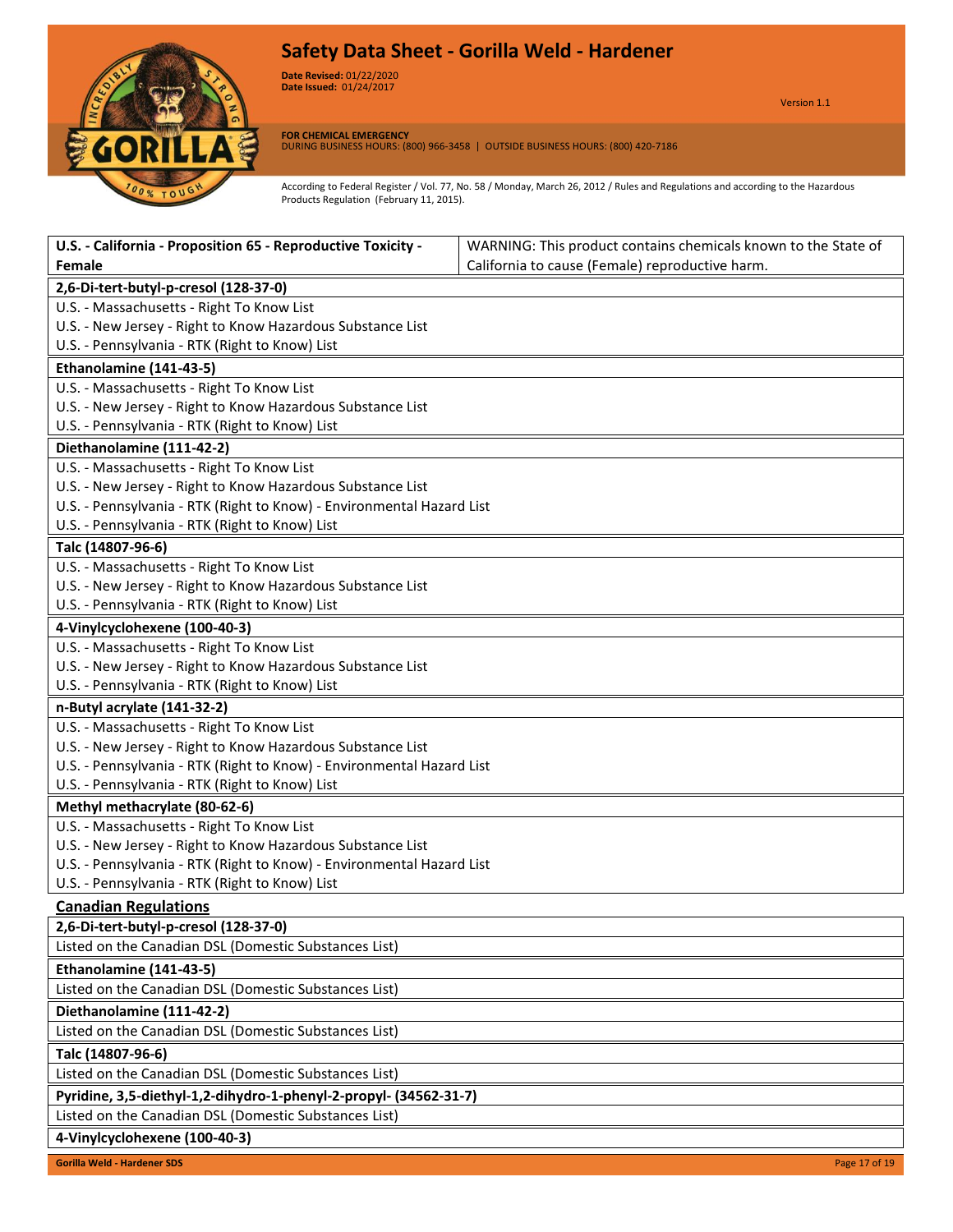| U.S. - California - Proposition 65 - Reproductive Toxicity - Female | WARNING: This product contains chemicals known to the State of California to cause (Female) reproductive harm. |
|---|---|

| **2,6-Di-tert-butyl-p-cresol (128-37-0)** |
|---|
| U.S. - Massachusetts - Right To Know List |
| U.S. - New Jersey - Right to Know Hazardous Substance List |
| U.S. - Pennsylvania - RTK (Right to Know) List |

| **Ethanolamine (141-43-5)** |
|---|
| U.S. - Massachusetts - Right To Know List |
| U.S. - New Jersey - Right to Know Hazardous Substance List |
| U.S. - Pennsylvania - RTK (Right to Know) List |

| **Diethanolamine (111-42-2)** |
|---|
| U.S. - Massachusetts - Right To Know List |
| U.S. - New Jersey - Right to Know Hazardous Substance List |
| U.S. - Pennsylvania - RTK (Right to Know) - Environmental Hazard List |
| U.S. - Pennsylvania - RTK (Right to Know) List |

| **Talc (14807-96-6)** |
|---|
| U.S. - Massachusetts - Right To Know List |
| U.S. - New Jersey - Right to Know Hazardous Substance List |
| U.S. - Pennsylvania - RTK (Right to Know) List |

| **4-Vinylcyclohexene (100-40-3)** |
|---|
| U.S. - Massachusetts - Right To Know List |
| U.S. - New Jersey - Right to Know Hazardous Substance List |
| U.S. - Pennsylvania - RTK (Right to Know) List |

| **n-Butyl acrylate (141-32-2)** |
|---|
| U.S. - Massachusetts - Right To Know List |
| U.S. - New Jersey - Right to Know Hazardous Substance List |
| U.S. - Pennsylvania - RTK (Right to Know) - Environmental Hazard List |
| U.S. - Pennsylvania - RTK (Right to Know) List |

| **Methyl methacrylate (80-62-6)** |
|---|
| U.S. - Massachusetts - Right To Know List |
| U.S. - New Jersey - Right to Know Hazardous Substance List |
| U.S. - Pennsylvania - RTK (Right to Know) - Environmental Hazard List |
| U.S. - Pennsylvania - RTK (Right to Know) List |

## Canadian Regulations

| **2,6-Di-tert-butyl-p-cresol (128-37-0)** |
|---|
| Listed on the Canadian DSL (Domestic Substances List) |

| **Ethanolamine (141-43-5)** |
|---|
| Listed on the Canadian DSL (Domestic Substances List) |

| **Diethanolamine (111-42-2)** |
|---|
| Listed on the Canadian DSL (Domestic Substances List) |

| **Talc (14807-96-6)** |
|---|
| Listed on the Canadian DSL (Domestic Substances List) |

| **Pyridine, 3,5-diethyl-1,2-dihydro-1-phenyl-2-propyl- (34562-31-7)** |
|---|
| Listed on the Canadian DSL (Domestic Substances List) |

| **4-Vinylcyclohexene (100-40-3)** |
|---|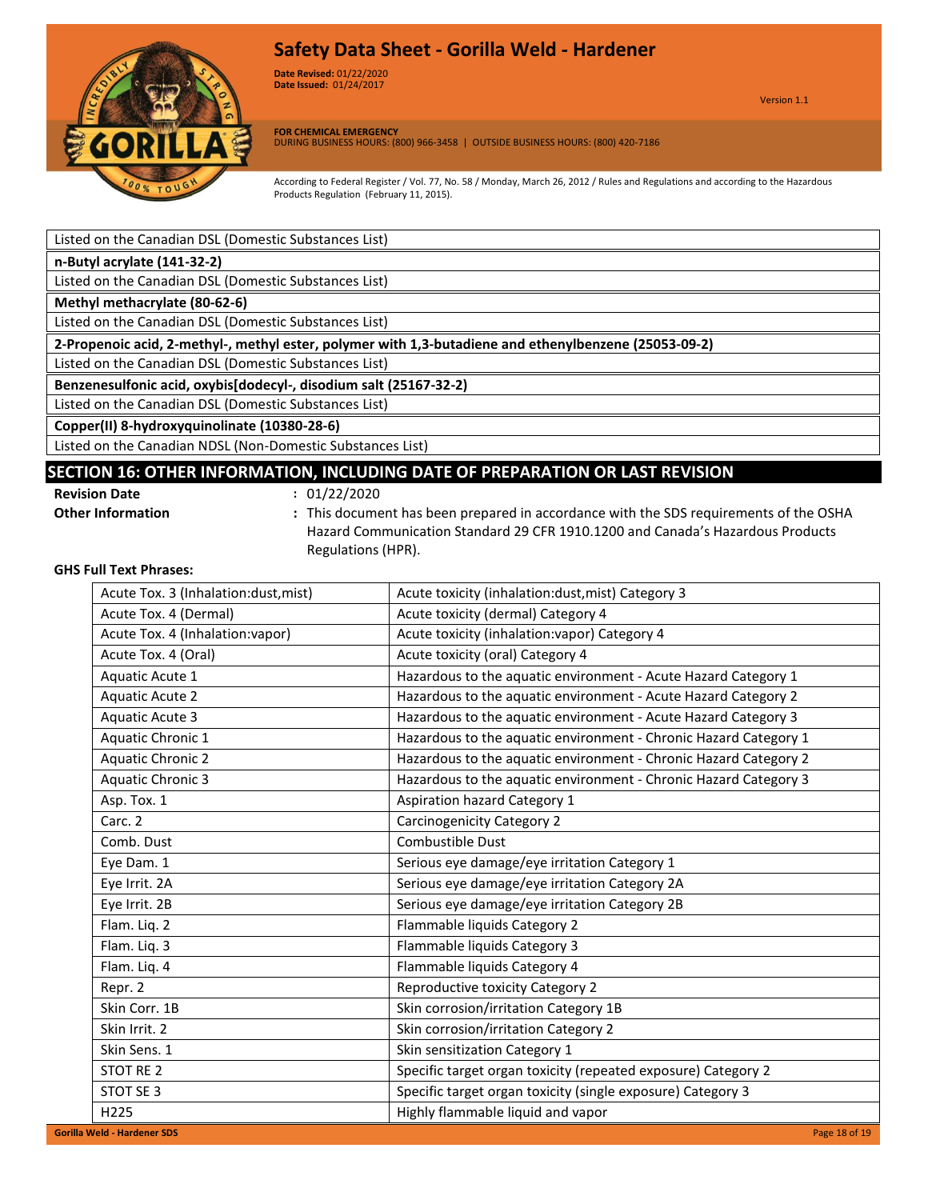Listed on the Canadian DSL (Domestic Substances List)

**n-Butyl acrylate (141-32-2)**

Listed on the Canadian DSL (Domestic Substances List)

**Methyl methacrylate (80-62-6)**

Listed on the Canadian DSL (Domestic Substances List)

**2-Propenoic acid, 2-methyl-, methyl ester, polymer with 1,3-butadiene and ethenylbenzene (25053-09-2)**

Listed on the Canadian DSL (Domestic Substances List)

**Benzenesulfonic acid, oxybis[dodecyl-, disodium salt (25167-32-2)**

Listed on the Canadian DSL (Domestic Substances List)

**Copper(II) 8-hydroxyquinolinate (10380-28-6)**

Listed on the Canadian NDSL (Non-Domestic Substances List)

## SECTION 16: OTHER INFORMATION, INCLUDING DATE OF PREPARATION OR LAST REVISION

**Revision Date** : 01/22/2020

**Other Information** : This document has been prepared in accordance with the SDS requirements of the OSHA Hazard Communication Standard 29 CFR 1910.1200 and Canada's Hazardous Products Regulations (HPR).

**GHS Full Text Phrases:**

| | |
|---|---|
| Acute Tox. 3 (Inhalation:dust,mist) | Acute toxicity (inhalation:dust,mist) Category 3 |
| Acute Tox. 4 (Dermal) | Acute toxicity (dermal) Category 4 |
| Acute Tox. 4 (Inhalation:vapor) | Acute toxicity (inhalation:vapor) Category 4 |
| Acute Tox. 4 (Oral) | Acute toxicity (oral) Category 4 |
| Aquatic Acute 1 | Hazardous to the aquatic environment - Acute Hazard Category 1 |
| Aquatic Acute 2 | Hazardous to the aquatic environment - Acute Hazard Category 2 |
| Aquatic Acute 3 | Hazardous to the aquatic environment - Acute Hazard Category 3 |
| Aquatic Chronic 1 | Hazardous to the aquatic environment - Chronic Hazard Category 1 |
| Aquatic Chronic 2 | Hazardous to the aquatic environment - Chronic Hazard Category 2 |
| Aquatic Chronic 3 | Hazardous to the aquatic environment - Chronic Hazard Category 3 |
| Asp. Tox. 1 | Aspiration hazard Category 1 |
| Carc. 2 | Carcinogenicity Category 2 |
| Comb. Dust | Combustible Dust |
| Eye Dam. 1 | Serious eye damage/eye irritation Category 1 |
| Eye Irrit. 2A | Serious eye damage/eye irritation Category 2A |
| Eye Irrit. 2B | Serious eye damage/eye irritation Category 2B |
| Flam. Liq. 2 | Flammable liquids Category 2 |
| Flam. Liq. 3 | Flammable liquids Category 3 |
| Flam. Liq. 4 | Flammable liquids Category 4 |
| Repr. 2 | Reproductive toxicity Category 2 |
| Skin Corr. 1B | Skin corrosion/irritation Category 1B |
| Skin Irrit. 2 | Skin corrosion/irritation Category 2 |
| Skin Sens. 1 | Skin sensitization Category 1 |
| STOT RE 2 | Specific target organ toxicity (repeated exposure) Category 2 |
| STOT SE 3 | Specific target organ toxicity (single exposure) Category 3 |
| H225 | Highly flammable liquid and vapor |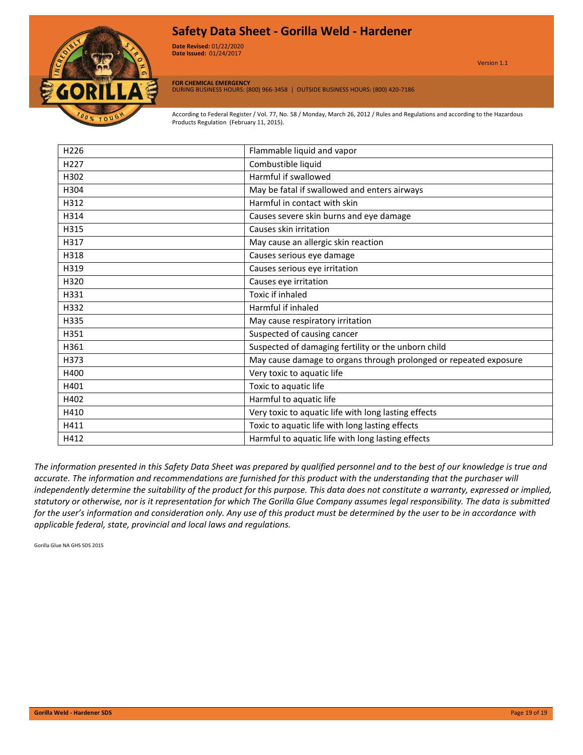| | |
|---|---|
| H226 | Flammable liquid and vapor |
| H227 | Combustible liquid |
| H302 | Harmful if swallowed |
| H304 | May be fatal if swallowed and enters airways |
| H312 | Harmful in contact with skin |
| H314 | Causes severe skin burns and eye damage |
| H315 | Causes skin irritation |
| H317 | May cause an allergic skin reaction |
| H318 | Causes serious eye damage |
| H319 | Causes serious eye irritation |
| H320 | Causes eye irritation |
| H331 | Toxic if inhaled |
| H332 | Harmful if inhaled |
| H335 | May cause respiratory irritation |
| H351 | Suspected of causing cancer |
| H361 | Suspected of damaging fertility or the unborn child |
| H373 | May cause damage to organs through prolonged or repeated exposure |
| H400 | Very toxic to aquatic life |
| H401 | Toxic to aquatic life |
| H402 | Harmful to aquatic life |
| H410 | Very toxic to aquatic life with long lasting effects |
| H411 | Toxic to aquatic life with long lasting effects |
| H412 | Harmful to aquatic life with long lasting effects |

*The information presented in this Safety Data Sheet was prepared by qualified personnel and to the best of our knowledge is true and accurate. The information and recommendations are furnished for this product with the understanding that the purchaser will independently determine the suitability of the product for this purpose. This data does not constitute a warranty, expressed or implied, statutory or otherwise, nor is it representation for which The Gorilla Glue Company assumes legal responsibility. The data is submitted for the user's information and consideration only. Any use of this product must be determined by the user to be in accordance with applicable federal, state, provincial and local laws and regulations.*

Gorilla Glue NA GHS SDS 2015